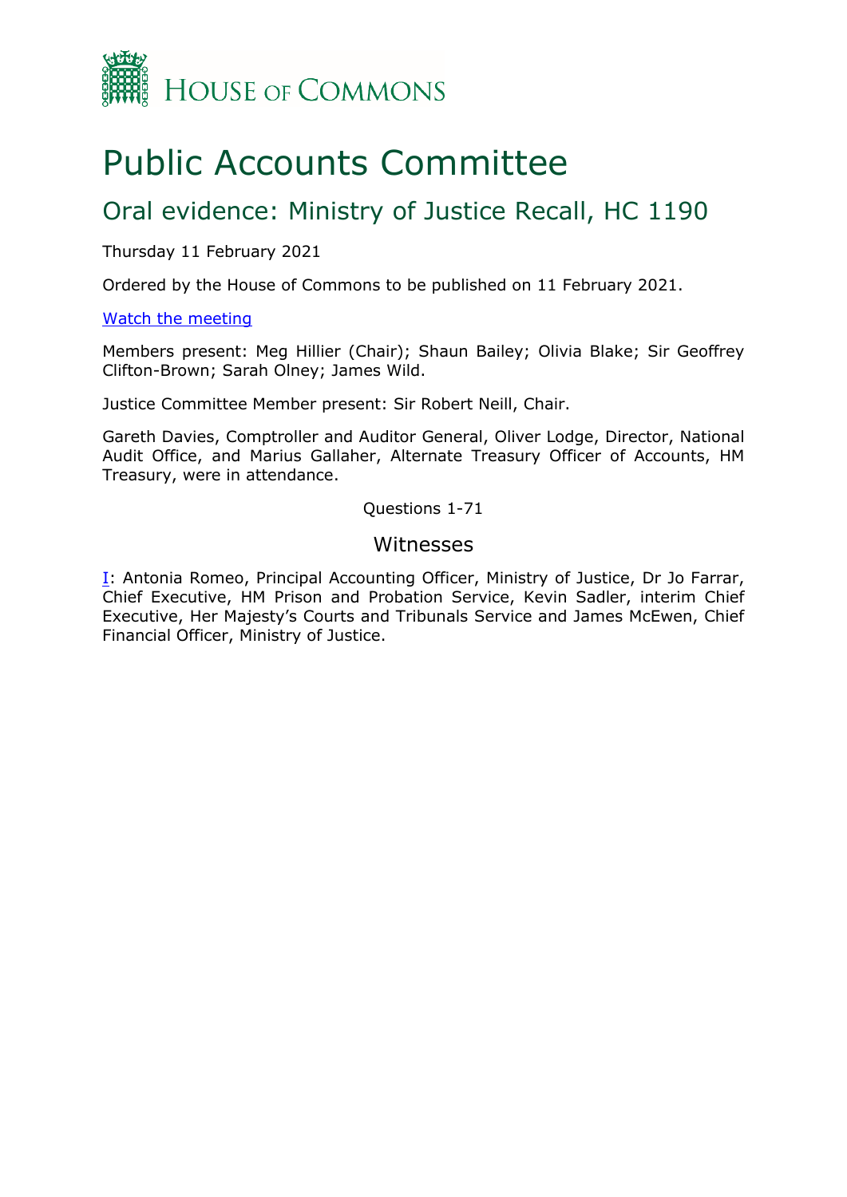HOUSE OF COMMONS

# Public Accounts Committee

## Oral evidence: Ministry of Justice Recall, HC 1190

Thursday 11 February 2021

Ordered by the House of Commons to be published on 11 February 2021.

[Watch the meeting]

Members present: Meg Hillier (Chair); Shaun Bailey; Olivia Blake; Sir Geoffrey Clifton-Brown; Sarah Olney; James Wild.

Justice Committee Member present: Sir Robert Neill, Chair.

Gareth Davies, Comptroller and Auditor General, Oliver Lodge, Director, National Audit Office, and Marius Gallaher, Alternate Treasury Officer of Accounts, HM Treasury, were in attendance.

Questions 1-71

### Witnesses

[I]: Antonia Romeo, Principal Accounting Officer, Ministry of Justice, Dr Jo Farrar, Chief Executive, HM Prison and Probation Service, Kevin Sadler, interim Chief Executive, Her Majesty's Courts and Tribunals Service and James McEwen, Chief Financial Officer, Ministry of Justice.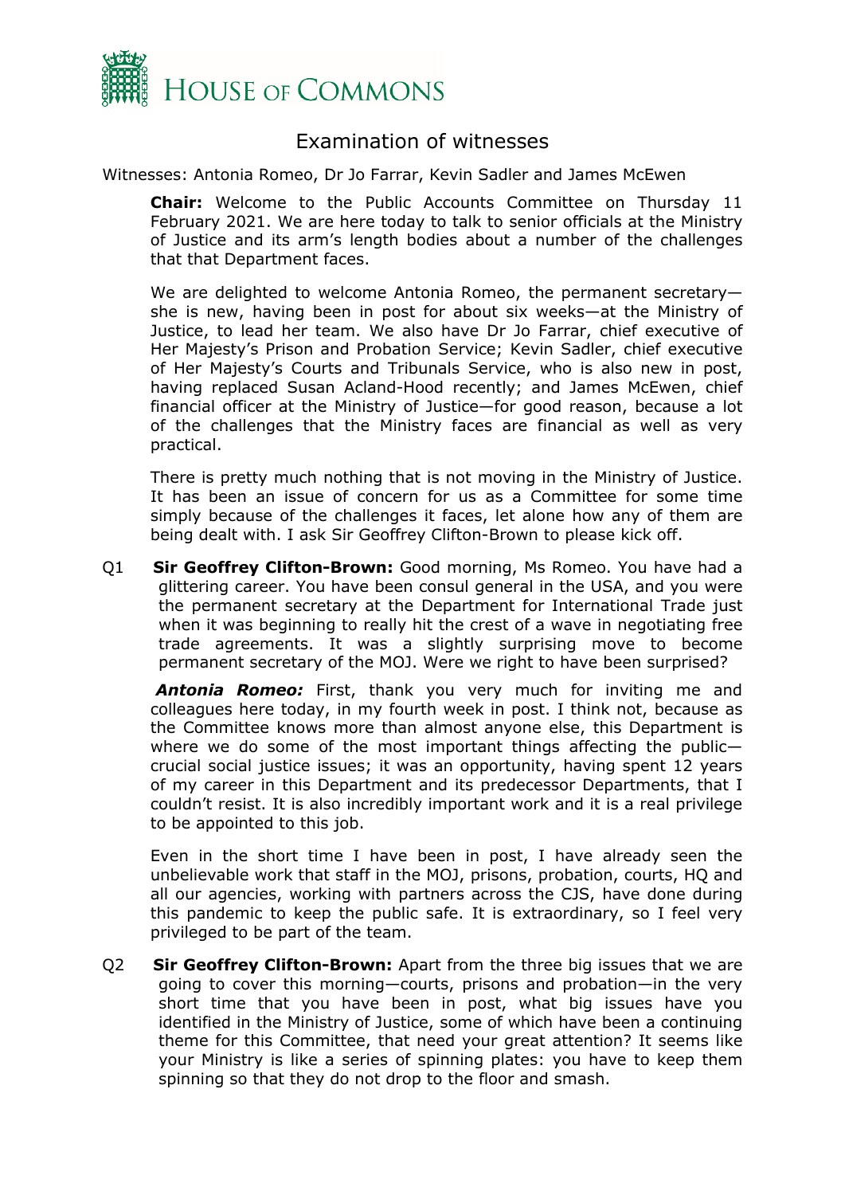# Examination of witnesses

Witnesses: Antonia Romeo, Dr Jo Farrar, Kevin Sadler and James McEwen

**Chair:** Welcome to the Public Accounts Committee on Thursday 11 February 2021. We are here today to talk to senior officials at the Ministry of Justice and its arm's length bodies about a number of the challenges that that Department faces.

We are delighted to welcome Antonia Romeo, the permanent secretary—she is new, having been in post for about six weeks—at the Ministry of Justice, to lead her team. We also have Dr Jo Farrar, chief executive of Her Majesty's Prison and Probation Service; Kevin Sadler, chief executive of Her Majesty's Courts and Tribunals Service, who is also new in post, having replaced Susan Acland-Hood recently; and James McEwen, chief financial officer at the Ministry of Justice—for good reason, because a lot of the challenges that the Ministry faces are financial as well as very practical.

There is pretty much nothing that is not moving in the Ministry of Justice. It has been an issue of concern for us as a Committee for some time simply because of the challenges it faces, let alone how any of them are being dealt with. I ask Sir Geoffrey Clifton-Brown to please kick off.

Q1 **Sir Geoffrey Clifton-Brown:** Good morning, Ms Romeo. You have had a glittering career. You have been consul general in the USA, and you were the permanent secretary at the Department for International Trade just when it was beginning to really hit the crest of a wave in negotiating free trade agreements. It was a slightly surprising move to become permanent secretary of the MOJ. Were we right to have been surprised?

***Antonia Romeo:*** First, thank you very much for inviting me and colleagues here today, in my fourth week in post. I think not, because as the Committee knows more than almost anyone else, this Department is where we do some of the most important things affecting the public—crucial social justice issues; it was an opportunity, having spent 12 years of my career in this Department and its predecessor Departments, that I couldn't resist. It is also incredibly important work and it is a real privilege to be appointed to this job.

Even in the short time I have been in post, I have already seen the unbelievable work that staff in the MOJ, prisons, probation, courts, HQ and all our agencies, working with partners across the CJS, have done during this pandemic to keep the public safe. It is extraordinary, so I feel very privileged to be part of the team.

Q2 **Sir Geoffrey Clifton-Brown:** Apart from the three big issues that we are going to cover this morning—courts, prisons and probation—in the very short time that you have been in post, what big issues have you identified in the Ministry of Justice, some of which have been a continuing theme for this Committee, that need your great attention? It seems like your Ministry is like a series of spinning plates: you have to keep them spinning so that they do not drop to the floor and smash.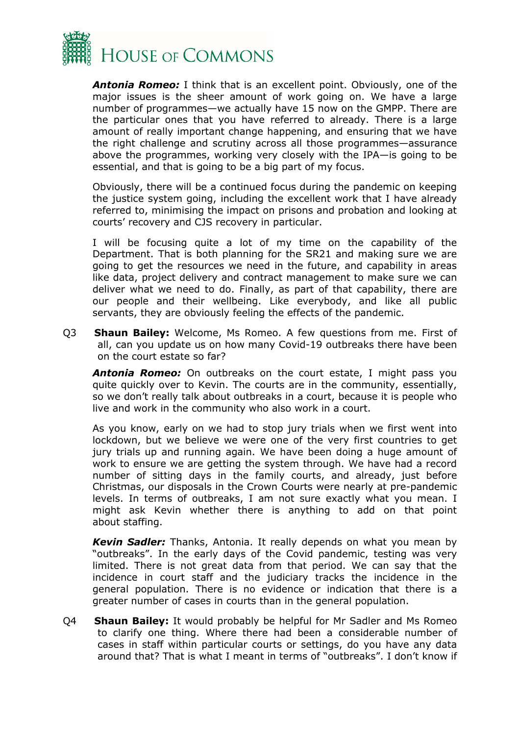***Antonia Romeo:*** I think that is an excellent point. Obviously, one of the major issues is the sheer amount of work going on. We have a large number of programmes—we actually have 15 now on the GMPP. There are the particular ones that you have referred to already. There is a large amount of really important change happening, and ensuring that we have the right challenge and scrutiny across all those programmes—assurance above the programmes, working very closely with the IPA—is going to be essential, and that is going to be a big part of my focus.

Obviously, there will be a continued focus during the pandemic on keeping the justice system going, including the excellent work that I have already referred to, minimising the impact on prisons and probation and looking at courts' recovery and CJS recovery in particular.

I will be focusing quite a lot of my time on the capability of the Department. That is both planning for the SR21 and making sure we are going to get the resources we need in the future, and capability in areas like data, project delivery and contract management to make sure we can deliver what we need to do. Finally, as part of that capability, there are our people and their wellbeing. Like everybody, and like all public servants, they are obviously feeling the effects of the pandemic.

Q3 **Shaun Bailey:** Welcome, Ms Romeo. A few questions from me. First of all, can you update us on how many Covid-19 outbreaks there have been on the court estate so far?

***Antonia Romeo:*** On outbreaks on the court estate, I might pass you quite quickly over to Kevin. The courts are in the community, essentially, so we don't really talk about outbreaks in a court, because it is people who live and work in the community who also work in a court.

As you know, early on we had to stop jury trials when we first went into lockdown, but we believe we were one of the very first countries to get jury trials up and running again. We have been doing a huge amount of work to ensure we are getting the system through. We have had a record number of sitting days in the family courts, and already, just before Christmas, our disposals in the Crown Courts were nearly at pre-pandemic levels. In terms of outbreaks, I am not sure exactly what you mean. I might ask Kevin whether there is anything to add on that point about staffing.

***Kevin Sadler:*** Thanks, Antonia. It really depends on what you mean by "outbreaks". In the early days of the Covid pandemic, testing was very limited. There is not great data from that period. We can say that the incidence in court staff and the judiciary tracks the incidence in the general population. There is no evidence or indication that there is a greater number of cases in courts than in the general population.

Q4 **Shaun Bailey:** It would probably be helpful for Mr Sadler and Ms Romeo to clarify one thing. Where there had been a considerable number of cases in staff within particular courts or settings, do you have any data around that? That is what I meant in terms of "outbreaks". I don't know if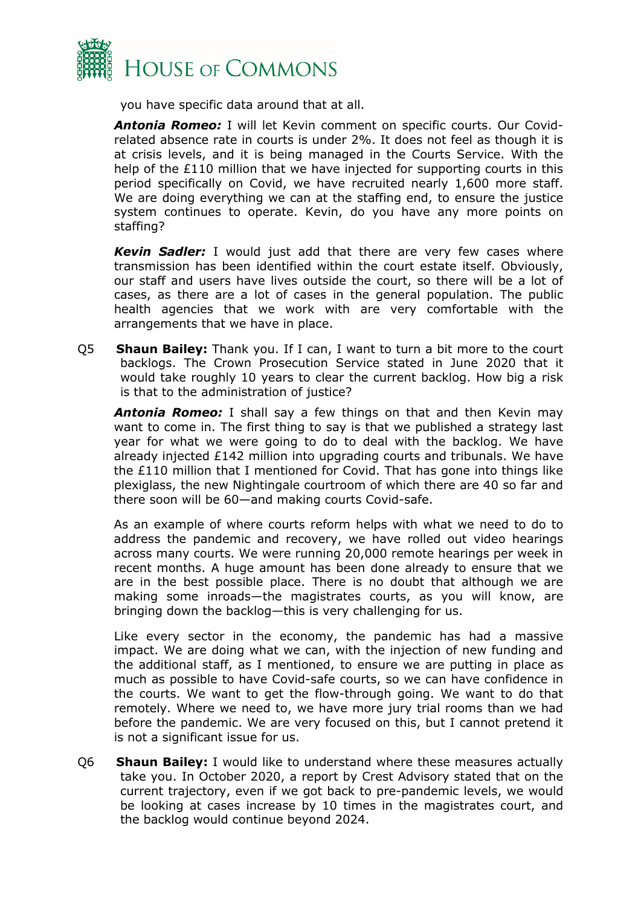you have specific data around that at all.

***Antonia Romeo:*** I will let Kevin comment on specific courts. Our Covid-related absence rate in courts is under 2%. It does not feel as though it is at crisis levels, and it is being managed in the Courts Service. With the help of the £110 million that we have injected for supporting courts in this period specifically on Covid, we have recruited nearly 1,600 more staff. We are doing everything we can at the staffing end, to ensure the justice system continues to operate. Kevin, do you have any more points on staffing?

***Kevin Sadler:*** I would just add that there are very few cases where transmission has been identified within the court estate itself. Obviously, our staff and users have lives outside the court, so there will be a lot of cases, as there are a lot of cases in the general population. The public health agencies that we work with are very comfortable with the arrangements that we have in place.

Q5 **Shaun Bailey:** Thank you. If I can, I want to turn a bit more to the court backlogs. The Crown Prosecution Service stated in June 2020 that it would take roughly 10 years to clear the current backlog. How big a risk is that to the administration of justice?

***Antonia Romeo:*** I shall say a few things on that and then Kevin may want to come in. The first thing to say is that we published a strategy last year for what we were going to do to deal with the backlog. We have already injected £142 million into upgrading courts and tribunals. We have the £110 million that I mentioned for Covid. That has gone into things like plexiglass, the new Nightingale courtroom of which there are 40 so far and there soon will be 60—and making courts Covid-safe.

As an example of where courts reform helps with what we need to do to address the pandemic and recovery, we have rolled out video hearings across many courts. We were running 20,000 remote hearings per week in recent months. A huge amount has been done already to ensure that we are in the best possible place. There is no doubt that although we are making some inroads—the magistrates courts, as you will know, are bringing down the backlog—this is very challenging for us.

Like every sector in the economy, the pandemic has had a massive impact. We are doing what we can, with the injection of new funding and the additional staff, as I mentioned, to ensure we are putting in place as much as possible to have Covid-safe courts, so we can have confidence in the courts. We want to get the flow-through going. We want to do that remotely. Where we need to, we have more jury trial rooms than we had before the pandemic. We are very focused on this, but I cannot pretend it is not a significant issue for us.

Q6 **Shaun Bailey:** I would like to understand where these measures actually take you. In October 2020, a report by Crest Advisory stated that on the current trajectory, even if we got back to pre-pandemic levels, we would be looking at cases increase by 10 times in the magistrates court, and the backlog would continue beyond 2024.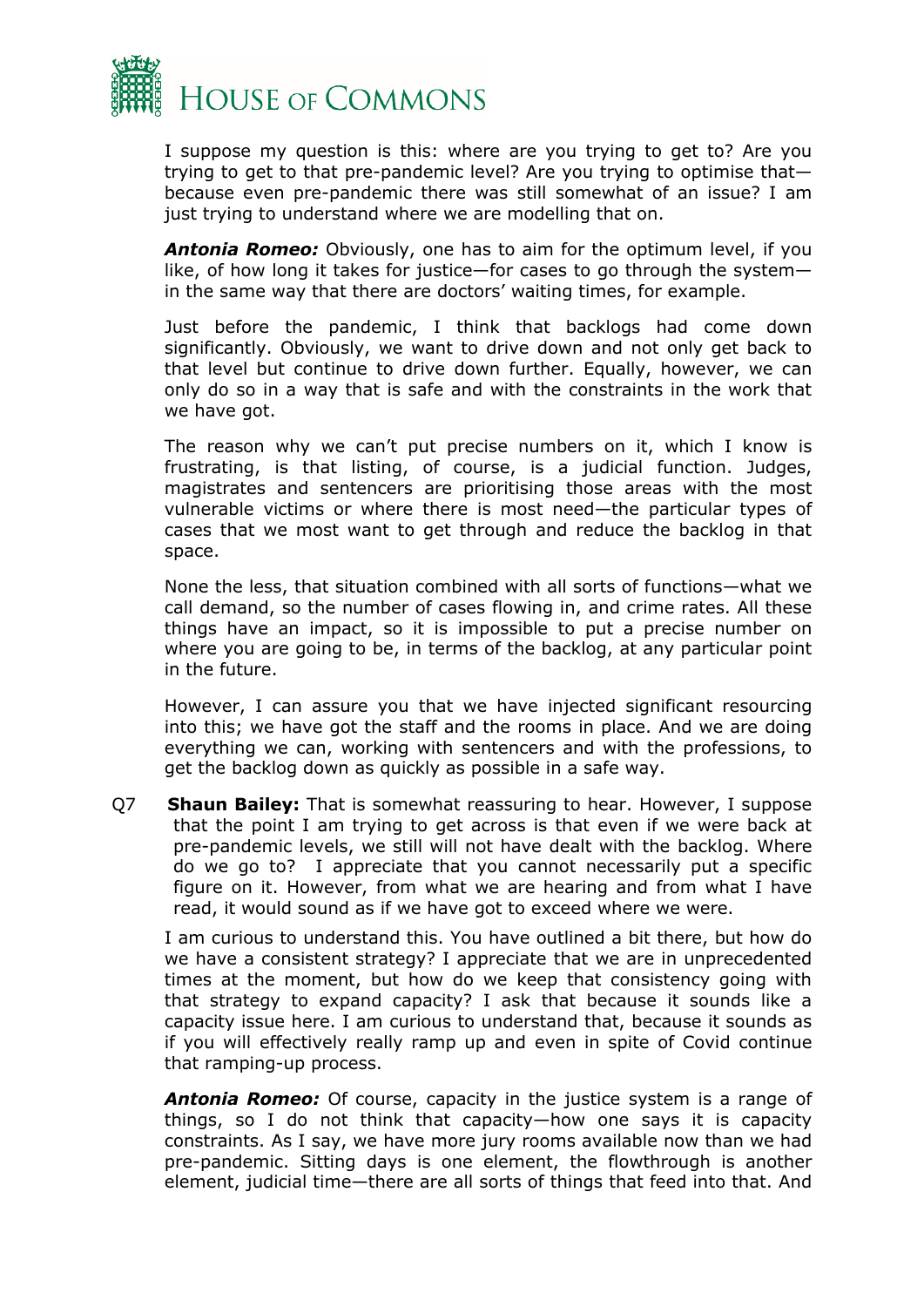I suppose my question is this: where are you trying to get to? Are you trying to get to that pre-pandemic level? Are you trying to optimise that—because even pre-pandemic there was still somewhat of an issue? I am just trying to understand where we are modelling that on.

***Antonia Romeo:*** Obviously, one has to aim for the optimum level, if you like, of how long it takes for justice—for cases to go through the system—in the same way that there are doctors' waiting times, for example.

Just before the pandemic, I think that backlogs had come down significantly. Obviously, we want to drive down and not only get back to that level but continue to drive down further. Equally, however, we can only do so in a way that is safe and with the constraints in the work that we have got.

The reason why we can't put precise numbers on it, which I know is frustrating, is that listing, of course, is a judicial function. Judges, magistrates and sentencers are prioritising those areas with the most vulnerable victims or where there is most need—the particular types of cases that we most want to get through and reduce the backlog in that space.

None the less, that situation combined with all sorts of functions—what we call demand, so the number of cases flowing in, and crime rates. All these things have an impact, so it is impossible to put a precise number on where you are going to be, in terms of the backlog, at any particular point in the future.

However, I can assure you that we have injected significant resourcing into this; we have got the staff and the rooms in place. And we are doing everything we can, working with sentencers and with the professions, to get the backlog down as quickly as possible in a safe way.

Q7 **Shaun Bailey:** That is somewhat reassuring to hear. However, I suppose that the point I am trying to get across is that even if we were back at pre-pandemic levels, we still will not have dealt with the backlog. Where do we go to? I appreciate that you cannot necessarily put a specific figure on it. However, from what we are hearing and from what I have read, it would sound as if we have got to exceed where we were.

I am curious to understand this. You have outlined a bit there, but how do we have a consistent strategy? I appreciate that we are in unprecedented times at the moment, but how do we keep that consistency going with that strategy to expand capacity? I ask that because it sounds like a capacity issue here. I am curious to understand that, because it sounds as if you will effectively really ramp up and even in spite of Covid continue that ramping-up process.

***Antonia Romeo:*** Of course, capacity in the justice system is a range of things, so I do not think that capacity—how one says it is capacity constraints. As I say, we have more jury rooms available now than we had pre-pandemic. Sitting days is one element, the flowthrough is another element, judicial time—there are all sorts of things that feed into that. And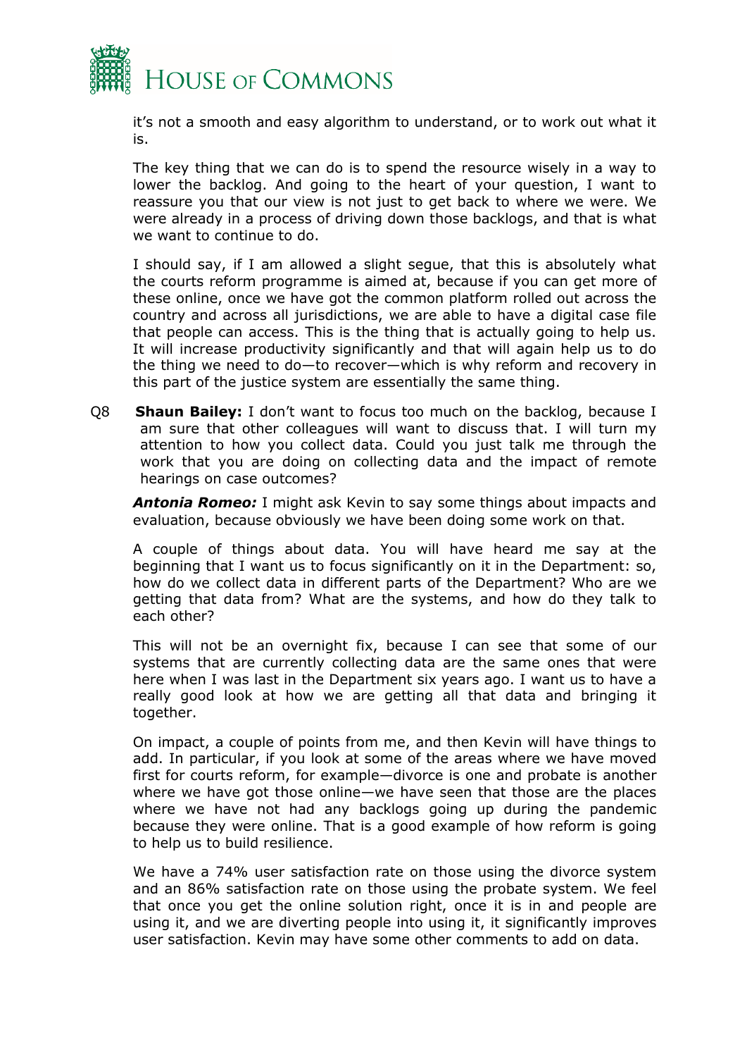it's not a smooth and easy algorithm to understand, or to work out what it is.

The key thing that we can do is to spend the resource wisely in a way to lower the backlog. And going to the heart of your question, I want to reassure you that our view is not just to get back to where we were. We were already in a process of driving down those backlogs, and that is what we want to continue to do.

I should say, if I am allowed a slight segue, that this is absolutely what the courts reform programme is aimed at, because if you can get more of these online, once we have got the common platform rolled out across the country and across all jurisdictions, we are able to have a digital case file that people can access. This is the thing that is actually going to help us. It will increase productivity significantly and that will again help us to do the thing we need to do—to recover—which is why reform and recovery in this part of the justice system are essentially the same thing.

Q8 **Shaun Bailey:** I don't want to focus too much on the backlog, because I am sure that other colleagues will want to discuss that. I will turn my attention to how you collect data. Could you just talk me through the work that you are doing on collecting data and the impact of remote hearings on case outcomes?

***Antonia Romeo:*** I might ask Kevin to say some things about impacts and evaluation, because obviously we have been doing some work on that.

A couple of things about data. You will have heard me say at the beginning that I want us to focus significantly on it in the Department: so, how do we collect data in different parts of the Department? Who are we getting that data from? What are the systems, and how do they talk to each other?

This will not be an overnight fix, because I can see that some of our systems that are currently collecting data are the same ones that were here when I was last in the Department six years ago. I want us to have a really good look at how we are getting all that data and bringing it together.

On impact, a couple of points from me, and then Kevin will have things to add. In particular, if you look at some of the areas where we have moved first for courts reform, for example—divorce is one and probate is another where we have got those online—we have seen that those are the places where we have not had any backlogs going up during the pandemic because they were online. That is a good example of how reform is going to help us to build resilience.

We have a 74% user satisfaction rate on those using the divorce system and an 86% satisfaction rate on those using the probate system. We feel that once you get the online solution right, once it is in and people are using it, and we are diverting people into using it, it significantly improves user satisfaction. Kevin may have some other comments to add on data.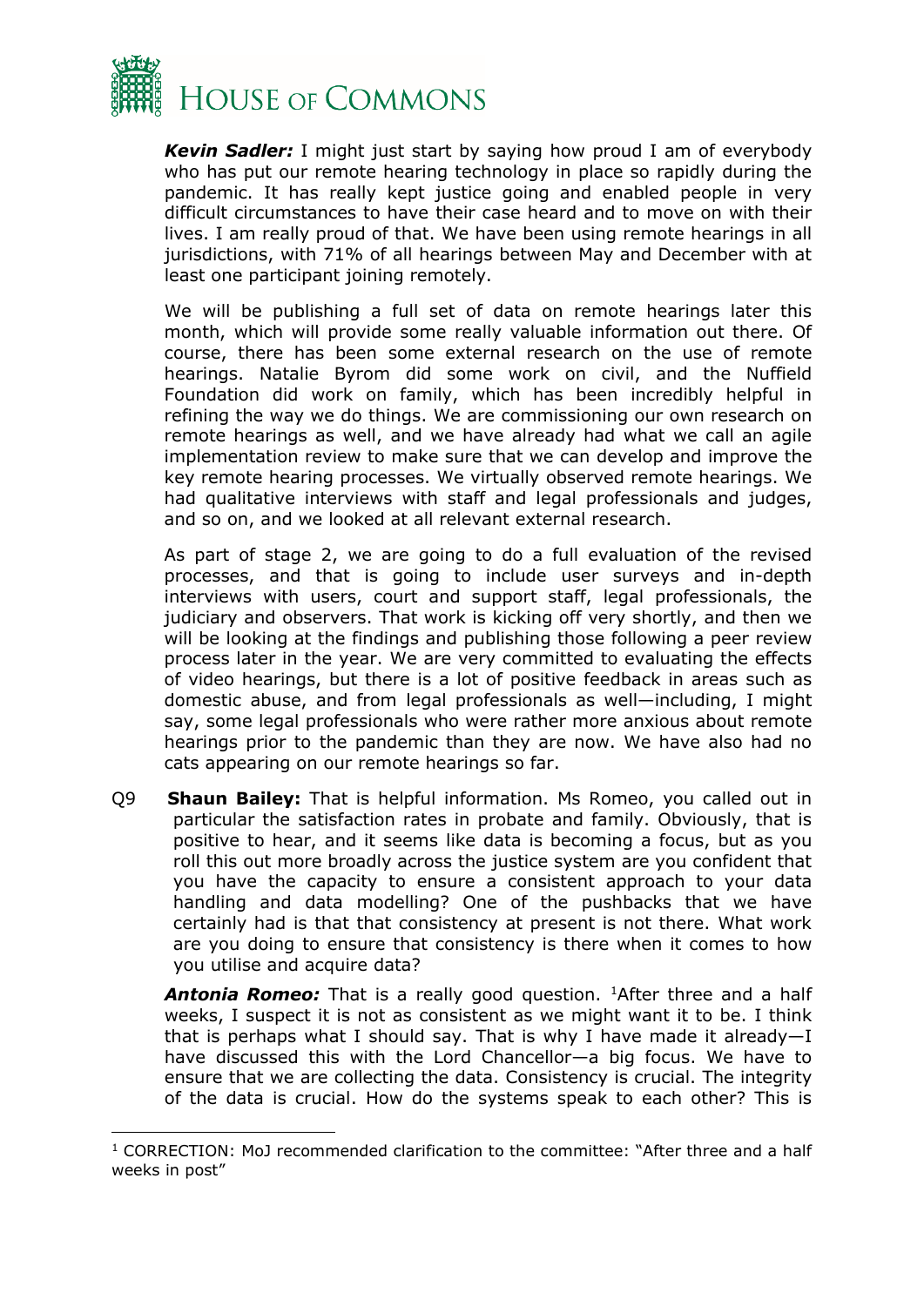***Kevin Sadler:*** I might just start by saying how proud I am of everybody who has put our remote hearing technology in place so rapidly during the pandemic. It has really kept justice going and enabled people in very difficult circumstances to have their case heard and to move on with their lives. I am really proud of that. We have been using remote hearings in all jurisdictions, with 71% of all hearings between May and December with at least one participant joining remotely.

We will be publishing a full set of data on remote hearings later this month, which will provide some really valuable information out there. Of course, there has been some external research on the use of remote hearings. Natalie Byrom did some work on civil, and the Nuffield Foundation did work on family, which has been incredibly helpful in refining the way we do things. We are commissioning our own research on remote hearings as well, and we have already had what we call an agile implementation review to make sure that we can develop and improve the key remote hearing processes. We virtually observed remote hearings. We had qualitative interviews with staff and legal professionals and judges, and so on, and we looked at all relevant external research.

As part of stage 2, we are going to do a full evaluation of the revised processes, and that is going to include user surveys and in-depth interviews with users, court and support staff, legal professionals, the judiciary and observers. That work is kicking off very shortly, and then we will be looking at the findings and publishing those following a peer review process later in the year. We are very committed to evaluating the effects of video hearings, but there is a lot of positive feedback in areas such as domestic abuse, and from legal professionals as well—including, I might say, some legal professionals who were rather more anxious about remote hearings prior to the pandemic than they are now. We have also had no cats appearing on our remote hearings so far.

Q9 **Shaun Bailey:** That is helpful information. Ms Romeo, you called out in particular the satisfaction rates in probate and family. Obviously, that is positive to hear, and it seems like data is becoming a focus, but as you roll this out more broadly across the justice system are you confident that you have the capacity to ensure a consistent approach to your data handling and data modelling? One of the pushbacks that we have certainly had is that that consistency at present is not there. What work are you doing to ensure that consistency is there when it comes to how you utilise and acquire data?

***Antonia Romeo:*** That is a really good question. [1]After three and a half weeks, I suspect it is not as consistent as we might want it to be. I think that is perhaps what I should say. That is why I have made it already—I have discussed this with the Lord Chancellor—a big focus. We have to ensure that we are collecting the data. Consistency is crucial. The integrity of the data is crucial. How do the systems speak to each other? This is

[1] CORRECTION: MoJ recommended clarification to the committee: "After three and a half weeks in post"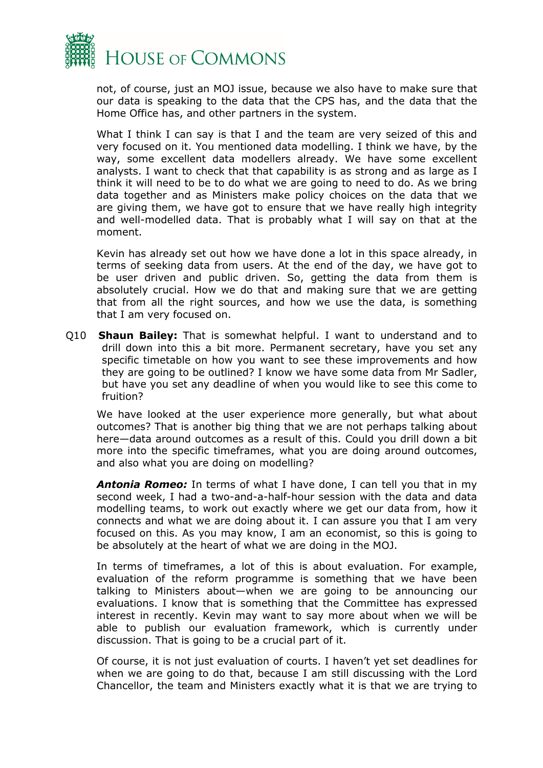not, of course, just an MOJ issue, because we also have to make sure that our data is speaking to the data that the CPS has, and the data that the Home Office has, and other partners in the system.

What I think I can say is that I and the team are very seized of this and very focused on it. You mentioned data modelling. I think we have, by the way, some excellent data modellers already. We have some excellent analysts. I want to check that that capability is as strong and as large as I think it will need to be to do what we are going to need to do. As we bring data together and as Ministers make policy choices on the data that we are giving them, we have got to ensure that we have really high integrity and well-modelled data. That is probably what I will say on that at the moment.

Kevin has already set out how we have done a lot in this space already, in terms of seeking data from users. At the end of the day, we have got to be user driven and public driven. So, getting the data from them is absolutely crucial. How we do that and making sure that we are getting that from all the right sources, and how we use the data, is something that I am very focused on.

Q10 **Shaun Bailey:** That is somewhat helpful. I want to understand and to drill down into this a bit more. Permanent secretary, have you set any specific timetable on how you want to see these improvements and how they are going to be outlined? I know we have some data from Mr Sadler, but have you set any deadline of when you would like to see this come to fruition?

We have looked at the user experience more generally, but what about outcomes? That is another big thing that we are not perhaps talking about here—data around outcomes as a result of this. Could you drill down a bit more into the specific timeframes, what you are doing around outcomes, and also what you are doing on modelling?

***Antonia Romeo:*** In terms of what I have done, I can tell you that in my second week, I had a two-and-a-half-hour session with the data and data modelling teams, to work out exactly where we get our data from, how it connects and what we are doing about it. I can assure you that I am very focused on this. As you may know, I am an economist, so this is going to be absolutely at the heart of what we are doing in the MOJ.

In terms of timeframes, a lot of this is about evaluation. For example, evaluation of the reform programme is something that we have been talking to Ministers about—when we are going to be announcing our evaluations. I know that is something that the Committee has expressed interest in recently. Kevin may want to say more about when we will be able to publish our evaluation framework, which is currently under discussion. That is going to be a crucial part of it.

Of course, it is not just evaluation of courts. I haven't yet set deadlines for when we are going to do that, because I am still discussing with the Lord Chancellor, the team and Ministers exactly what it is that we are trying to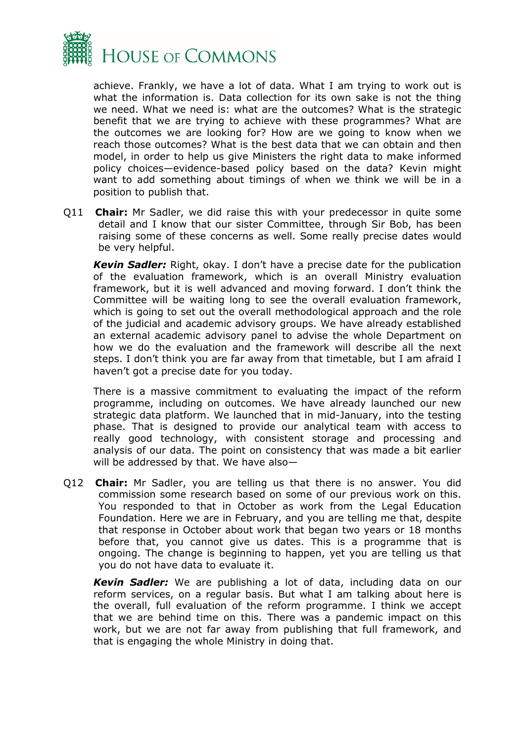achieve. Frankly, we have a lot of data. What I am trying to work out is what the information is. Data collection for its own sake is not the thing we need. What we need is: what are the outcomes? What is the strategic benefit that we are trying to achieve with these programmes? What are the outcomes we are looking for? How are we going to know when we reach those outcomes? What is the best data that we can obtain and then model, in order to help us give Ministers the right data to make informed policy choices—evidence-based policy based on the data? Kevin might want to add something about timings of when we think we will be in a position to publish that.

Q11 **Chair:** Mr Sadler, we did raise this with your predecessor in quite some detail and I know that our sister Committee, through Sir Bob, has been raising some of these concerns as well. Some really precise dates would be very helpful.

***Kevin Sadler:*** Right, okay. I don't have a precise date for the publication of the evaluation framework, which is an overall Ministry evaluation framework, but it is well advanced and moving forward. I don't think the Committee will be waiting long to see the overall evaluation framework, which is going to set out the overall methodological approach and the role of the judicial and academic advisory groups. We have already established an external academic advisory panel to advise the whole Department on how we do the evaluation and the framework will describe all the next steps. I don't think you are far away from that timetable, but I am afraid I haven't got a precise date for you today.

There is a massive commitment to evaluating the impact of the reform programme, including on outcomes. We have already launched our new strategic data platform. We launched that in mid-January, into the testing phase. That is designed to provide our analytical team with access to really good technology, with consistent storage and processing and analysis of our data. The point on consistency that was made a bit earlier will be addressed by that. We have also—

Q12 **Chair:** Mr Sadler, you are telling us that there is no answer. You did commission some research based on some of our previous work on this. You responded to that in October as work from the Legal Education Foundation. Here we are in February, and you are telling me that, despite that response in October about work that began two years or 18 months before that, you cannot give us dates. This is a programme that is ongoing. The change is beginning to happen, yet you are telling us that you do not have data to evaluate it.

***Kevin Sadler:*** We are publishing a lot of data, including data on our reform services, on a regular basis. But what I am talking about here is the overall, full evaluation of the reform programme. I think we accept that we are behind time on this. There was a pandemic impact on this work, but we are not far away from publishing that full framework, and that is engaging the whole Ministry in doing that.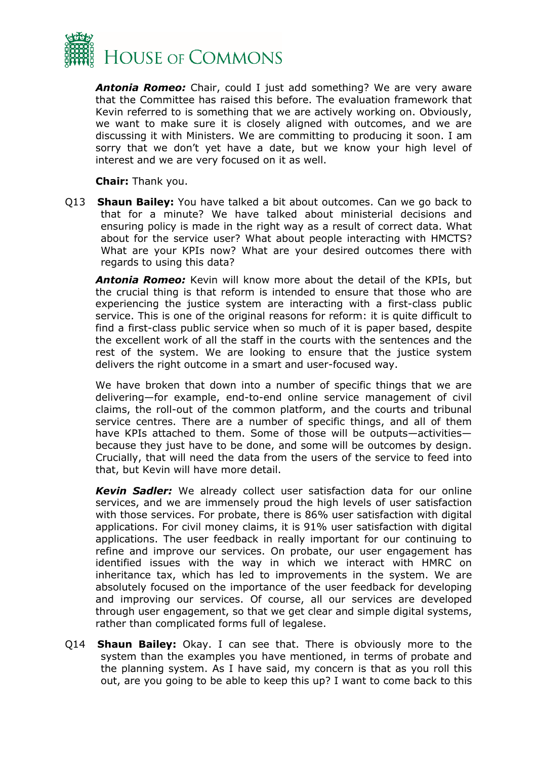***Antonia Romeo:*** Chair, could I just add something? We are very aware that the Committee has raised this before. The evaluation framework that Kevin referred to is something that we are actively working on. Obviously, we want to make sure it is closely aligned with outcomes, and we are discussing it with Ministers. We are committing to producing it soon. I am sorry that we don't yet have a date, but we know your high level of interest and we are very focused on it as well.

**Chair:** Thank you.

Q13 **Shaun Bailey:** You have talked a bit about outcomes. Can we go back to that for a minute? We have talked about ministerial decisions and ensuring policy is made in the right way as a result of correct data. What about for the service user? What about people interacting with HMCTS? What are your KPIs now? What are your desired outcomes there with regards to using this data?

***Antonia Romeo:*** Kevin will know more about the detail of the KPIs, but the crucial thing is that reform is intended to ensure that those who are experiencing the justice system are interacting with a first-class public service. This is one of the original reasons for reform: it is quite difficult to find a first-class public service when so much of it is paper based, despite the excellent work of all the staff in the courts with the sentences and the rest of the system. We are looking to ensure that the justice system delivers the right outcome in a smart and user-focused way.

We have broken that down into a number of specific things that we are delivering—for example, end-to-end online service management of civil claims, the roll-out of the common platform, and the courts and tribunal service centres. There are a number of specific things, and all of them have KPIs attached to them. Some of those will be outputs—activities—because they just have to be done, and some will be outcomes by design. Crucially, that will need the data from the users of the service to feed into that, but Kevin will have more detail.

***Kevin Sadler:*** We already collect user satisfaction data for our online services, and we are immensely proud the high levels of user satisfaction with those services. For probate, there is 86% user satisfaction with digital applications. For civil money claims, it is 91% user satisfaction with digital applications. The user feedback in really important for our continuing to refine and improve our services. On probate, our user engagement has identified issues with the way in which we interact with HMRC on inheritance tax, which has led to improvements in the system. We are absolutely focused on the importance of the user feedback for developing and improving our services. Of course, all our services are developed through user engagement, so that we get clear and simple digital systems, rather than complicated forms full of legalese.

Q14 **Shaun Bailey:** Okay. I can see that. There is obviously more to the system than the examples you have mentioned, in terms of probate and the planning system. As I have said, my concern is that as you roll this out, are you going to be able to keep this up? I want to come back to this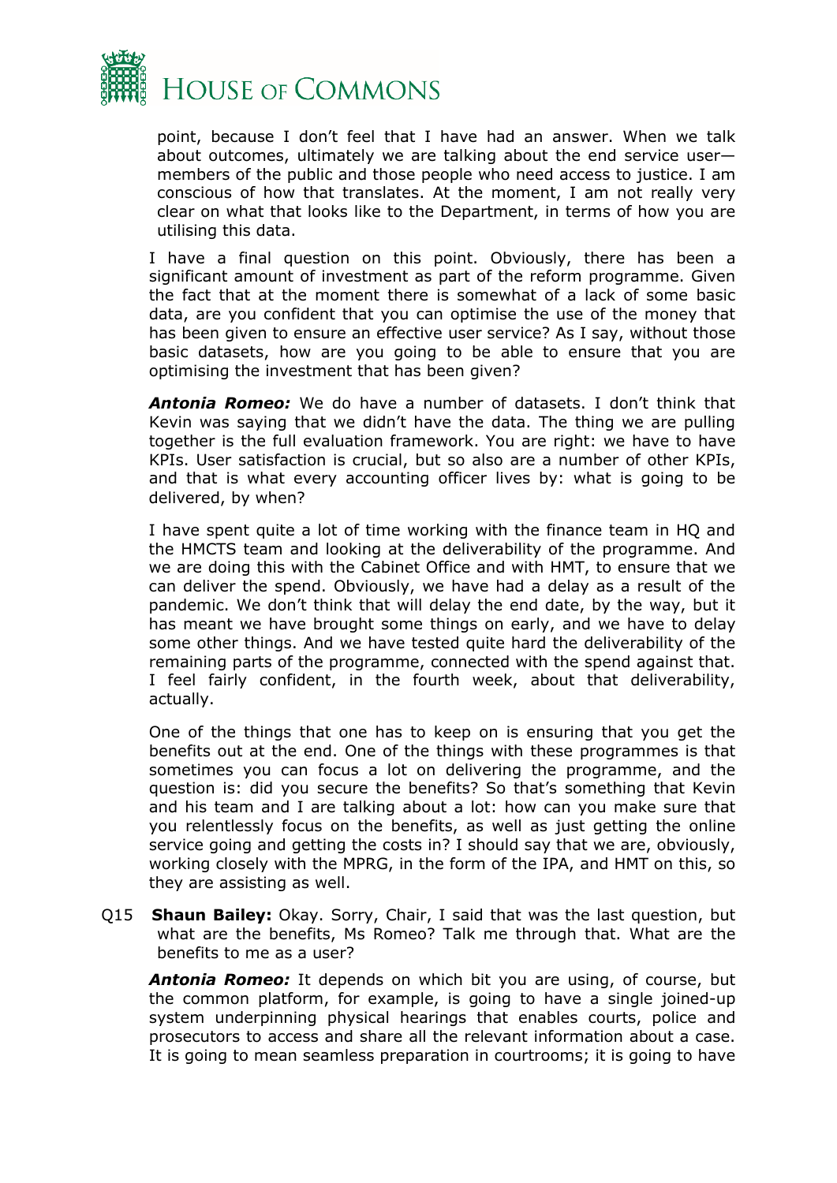point, because I don't feel that I have had an answer. When we talk about outcomes, ultimately we are talking about the end service user—members of the public and those people who need access to justice. I am conscious of how that translates. At the moment, I am not really very clear on what that looks like to the Department, in terms of how you are utilising this data.

I have a final question on this point. Obviously, there has been a significant amount of investment as part of the reform programme. Given the fact that at the moment there is somewhat of a lack of some basic data, are you confident that you can optimise the use of the money that has been given to ensure an effective user service? As I say, without those basic datasets, how are you going to be able to ensure that you are optimising the investment that has been given?

***Antonia Romeo:*** We do have a number of datasets. I don't think that Kevin was saying that we didn't have the data. The thing we are pulling together is the full evaluation framework. You are right: we have to have KPIs. User satisfaction is crucial, but so also are a number of other KPIs, and that is what every accounting officer lives by: what is going to be delivered, by when?

I have spent quite a lot of time working with the finance team in HQ and the HMCTS team and looking at the deliverability of the programme. And we are doing this with the Cabinet Office and with HMT, to ensure that we can deliver the spend. Obviously, we have had a delay as a result of the pandemic. We don't think that will delay the end date, by the way, but it has meant we have brought some things on early, and we have to delay some other things. And we have tested quite hard the deliverability of the remaining parts of the programme, connected with the spend against that. I feel fairly confident, in the fourth week, about that deliverability, actually.

One of the things that one has to keep on is ensuring that you get the benefits out at the end. One of the things with these programmes is that sometimes you can focus a lot on delivering the programme, and the question is: did you secure the benefits? So that's something that Kevin and his team and I are talking about a lot: how can you make sure that you relentlessly focus on the benefits, as well as just getting the online service going and getting the costs in? I should say that we are, obviously, working closely with the MPRG, in the form of the IPA, and HMT on this, so they are assisting as well.

Q15 **Shaun Bailey:** Okay. Sorry, Chair, I said that was the last question, but what are the benefits, Ms Romeo? Talk me through that. What are the benefits to me as a user?

***Antonia Romeo:*** It depends on which bit you are using, of course, but the common platform, for example, is going to have a single joined-up system underpinning physical hearings that enables courts, police and prosecutors to access and share all the relevant information about a case. It is going to mean seamless preparation in courtrooms; it is going to have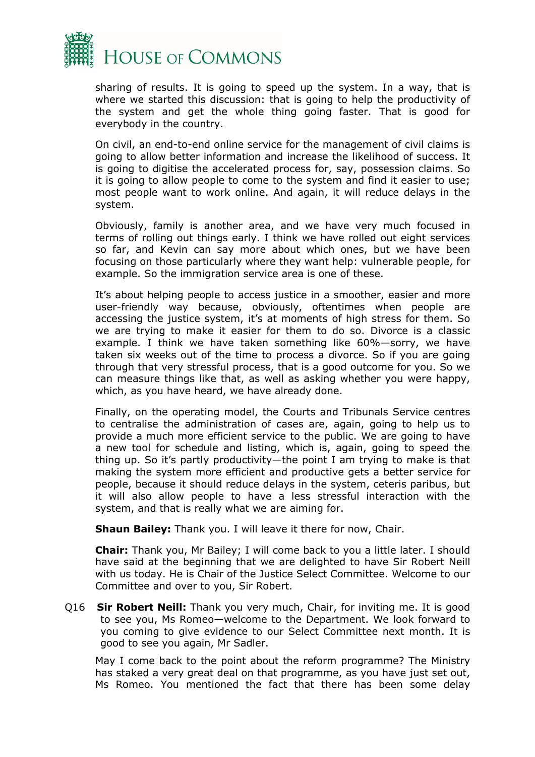sharing of results. It is going to speed up the system. In a way, that is where we started this discussion: that is going to help the productivity of the system and get the whole thing going faster. That is good for everybody in the country.

On civil, an end-to-end online service for the management of civil claims is going to allow better information and increase the likelihood of success. It is going to digitise the accelerated process for, say, possession claims. So it is going to allow people to come to the system and find it easier to use; most people want to work online. And again, it will reduce delays in the system.

Obviously, family is another area, and we have very much focused in terms of rolling out things early. I think we have rolled out eight services so far, and Kevin can say more about which ones, but we have been focusing on those particularly where they want help: vulnerable people, for example. So the immigration service area is one of these.

It's about helping people to access justice in a smoother, easier and more user-friendly way because, obviously, oftentimes when people are accessing the justice system, it's at moments of high stress for them. So we are trying to make it easier for them to do so. Divorce is a classic example. I think we have taken something like 60%—sorry, we have taken six weeks out of the time to process a divorce. So if you are going through that very stressful process, that is a good outcome for you. So we can measure things like that, as well as asking whether you were happy, which, as you have heard, we have already done.

Finally, on the operating model, the Courts and Tribunals Service centres to centralise the administration of cases are, again, going to help us to provide a much more efficient service to the public. We are going to have a new tool for schedule and listing, which is, again, going to speed the thing up. So it's partly productivity—the point I am trying to make is that making the system more efficient and productive gets a better service for people, because it should reduce delays in the system, ceteris paribus, but it will also allow people to have a less stressful interaction with the system, and that is really what we are aiming for.

**Shaun Bailey:** Thank you. I will leave it there for now, Chair.

**Chair:** Thank you, Mr Bailey; I will come back to you a little later. I should have said at the beginning that we are delighted to have Sir Robert Neill with us today. He is Chair of the Justice Select Committee. Welcome to our Committee and over to you, Sir Robert.

Q16 **Sir Robert Neill:** Thank you very much, Chair, for inviting me. It is good to see you, Ms Romeo—welcome to the Department. We look forward to you coming to give evidence to our Select Committee next month. It is good to see you again, Mr Sadler.

May I come back to the point about the reform programme? The Ministry has staked a very great deal on that programme, as you have just set out, Ms Romeo. You mentioned the fact that there has been some delay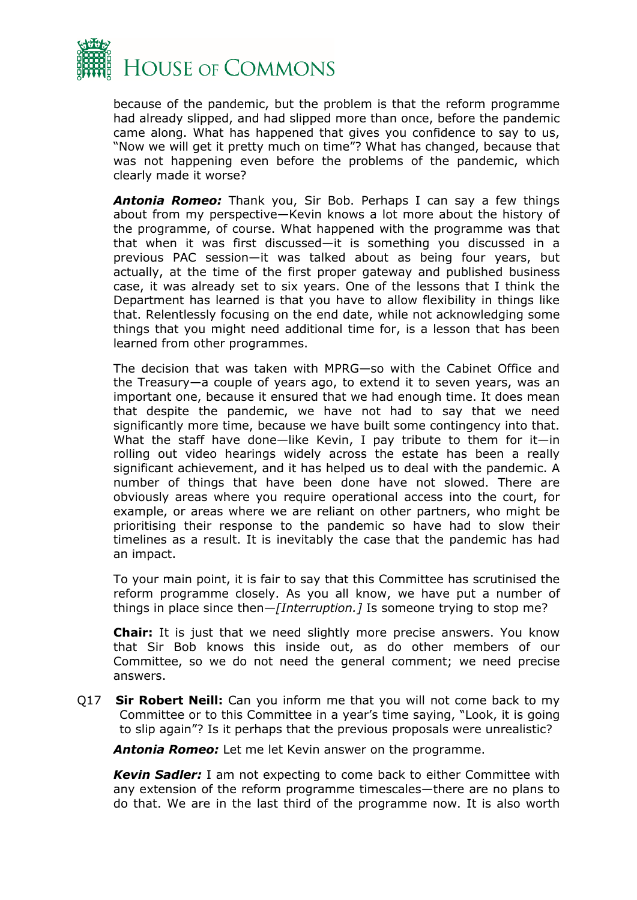because of the pandemic, but the problem is that the reform programme had already slipped, and had slipped more than once, before the pandemic came along. What has happened that gives you confidence to say to us, "Now we will get it pretty much on time"? What has changed, because that was not happening even before the problems of the pandemic, which clearly made it worse?

***Antonia Romeo:*** Thank you, Sir Bob. Perhaps I can say a few things about from my perspective—Kevin knows a lot more about the history of the programme, of course. What happened with the programme was that that when it was first discussed—it is something you discussed in a previous PAC session—it was talked about as being four years, but actually, at the time of the first proper gateway and published business case, it was already set to six years. One of the lessons that I think the Department has learned is that you have to allow flexibility in things like that. Relentlessly focusing on the end date, while not acknowledging some things that you might need additional time for, is a lesson that has been learned from other programmes.

The decision that was taken with MPRG—so with the Cabinet Office and the Treasury—a couple of years ago, to extend it to seven years, was an important one, because it ensured that we had enough time. It does mean that despite the pandemic, we have not had to say that we need significantly more time, because we have built some contingency into that. What the staff have done—like Kevin, I pay tribute to them for it—in rolling out video hearings widely across the estate has been a really significant achievement, and it has helped us to deal with the pandemic. A number of things that have been done have not slowed. There are obviously areas where you require operational access into the court, for example, or areas where we are reliant on other partners, who might be prioritising their response to the pandemic so have had to slow their timelines as a result. It is inevitably the case that the pandemic has had an impact.

To your main point, it is fair to say that this Committee has scrutinised the reform programme closely. As you all know, we have put a number of things in place since then—*[Interruption.]* Is someone trying to stop me?

**Chair:** It is just that we need slightly more precise answers. You know that Sir Bob knows this inside out, as do other members of our Committee, so we do not need the general comment; we need precise answers.

Q17 **Sir Robert Neill:** Can you inform me that you will not come back to my Committee or to this Committee in a year's time saying, "Look, it is going to slip again"? Is it perhaps that the previous proposals were unrealistic?

***Antonia Romeo:*** Let me let Kevin answer on the programme.

***Kevin Sadler:*** I am not expecting to come back to either Committee with any extension of the reform programme timescales—there are no plans to do that. We are in the last third of the programme now. It is also worth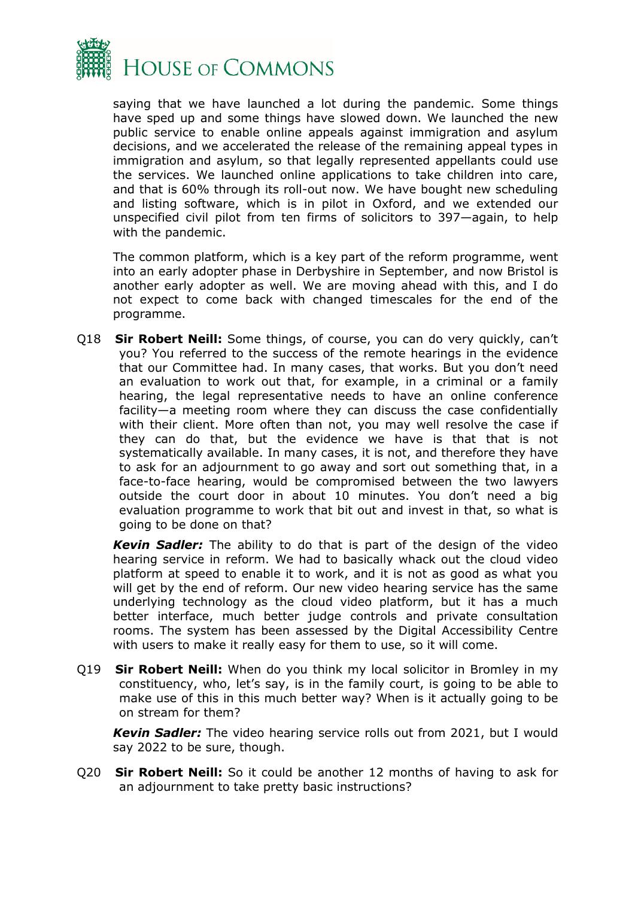saying that we have launched a lot during the pandemic. Some things have sped up and some things have slowed down. We launched the new public service to enable online appeals against immigration and asylum decisions, and we accelerated the release of the remaining appeal types in immigration and asylum, so that legally represented appellants could use the services. We launched online applications to take children into care, and that is 60% through its roll-out now. We have bought new scheduling and listing software, which is in pilot in Oxford, and we extended our unspecified civil pilot from ten firms of solicitors to 397—again, to help with the pandemic.

The common platform, which is a key part of the reform programme, went into an early adopter phase in Derbyshire in September, and now Bristol is another early adopter as well. We are moving ahead with this, and I do not expect to come back with changed timescales for the end of the programme.

Q18 **Sir Robert Neill:** Some things, of course, you can do very quickly, can't you? You referred to the success of the remote hearings in the evidence that our Committee had. In many cases, that works. But you don't need an evaluation to work out that, for example, in a criminal or a family hearing, the legal representative needs to have an online conference facility—a meeting room where they can discuss the case confidentially with their client. More often than not, you may well resolve the case if they can do that, but the evidence we have is that that is not systematically available. In many cases, it is not, and therefore they have to ask for an adjournment to go away and sort out something that, in a face-to-face hearing, would be compromised between the two lawyers outside the court door in about 10 minutes. You don't need a big evaluation programme to work that bit out and invest in that, so what is going to be done on that?

***Kevin Sadler:*** The ability to do that is part of the design of the video hearing service in reform. We had to basically whack out the cloud video platform at speed to enable it to work, and it is not as good as what you will get by the end of reform. Our new video hearing service has the same underlying technology as the cloud video platform, but it has a much better interface, much better judge controls and private consultation rooms. The system has been assessed by the Digital Accessibility Centre with users to make it really easy for them to use, so it will come.

Q19 **Sir Robert Neill:** When do you think my local solicitor in Bromley in my constituency, who, let's say, is in the family court, is going to be able to make use of this in this much better way? When is it actually going to be on stream for them?

***Kevin Sadler:*** The video hearing service rolls out from 2021, but I would say 2022 to be sure, though.

Q20 **Sir Robert Neill:** So it could be another 12 months of having to ask for an adjournment to take pretty basic instructions?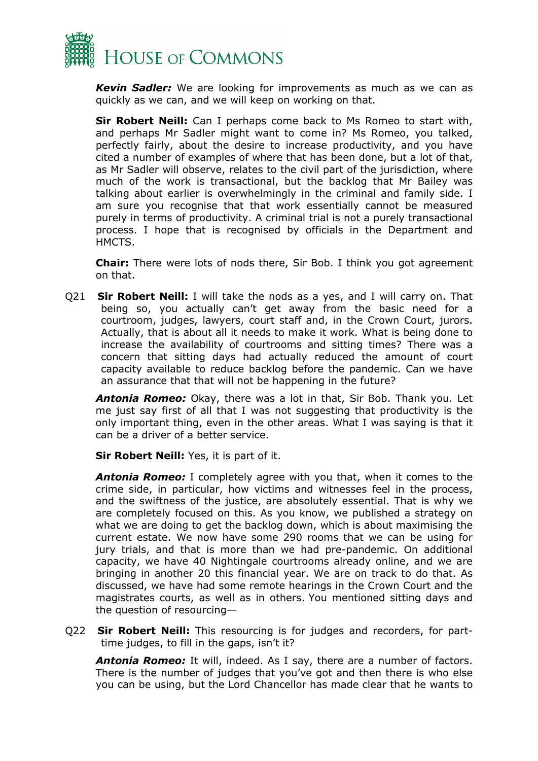***Kevin Sadler:*** We are looking for improvements as much as we can as quickly as we can, and we will keep on working on that.

**Sir Robert Neill:** Can I perhaps come back to Ms Romeo to start with, and perhaps Mr Sadler might want to come in? Ms Romeo, you talked, perfectly fairly, about the desire to increase productivity, and you have cited a number of examples of where that has been done, but a lot of that, as Mr Sadler will observe, relates to the civil part of the jurisdiction, where much of the work is transactional, but the backlog that Mr Bailey was talking about earlier is overwhelmingly in the criminal and family side. I am sure you recognise that that work essentially cannot be measured purely in terms of productivity. A criminal trial is not a purely transactional process. I hope that is recognised by officials in the Department and HMCTS.

**Chair:** There were lots of nods there, Sir Bob. I think you got agreement on that.

Q21 **Sir Robert Neill:** I will take the nods as a yes, and I will carry on. That being so, you actually can't get away from the basic need for a courtroom, judges, lawyers, court staff and, in the Crown Court, jurors. Actually, that is about all it needs to make it work. What is being done to increase the availability of courtrooms and sitting times? There was a concern that sitting days had actually reduced the amount of court capacity available to reduce backlog before the pandemic. Can we have an assurance that that will not be happening in the future?

***Antonia Romeo:*** Okay, there was a lot in that, Sir Bob. Thank you. Let me just say first of all that I was not suggesting that productivity is the only important thing, even in the other areas. What I was saying is that it can be a driver of a better service.

**Sir Robert Neill:** Yes, it is part of it.

***Antonia Romeo:*** I completely agree with you that, when it comes to the crime side, in particular, how victims and witnesses feel in the process, and the swiftness of the justice, are absolutely essential. That is why we are completely focused on this. As you know, we published a strategy on what we are doing to get the backlog down, which is about maximising the current estate. We now have some 290 rooms that we can be using for jury trials, and that is more than we had pre-pandemic. On additional capacity, we have 40 Nightingale courtrooms already online, and we are bringing in another 20 this financial year. We are on track to do that. As discussed, we have had some remote hearings in the Crown Court and the magistrates courts, as well as in others. You mentioned sitting days and the question of resourcing—

Q22 **Sir Robert Neill:** This resourcing is for judges and recorders, for part-time judges, to fill in the gaps, isn't it?

***Antonia Romeo:*** It will, indeed. As I say, there are a number of factors. There is the number of judges that you've got and then there is who else you can be using, but the Lord Chancellor has made clear that he wants to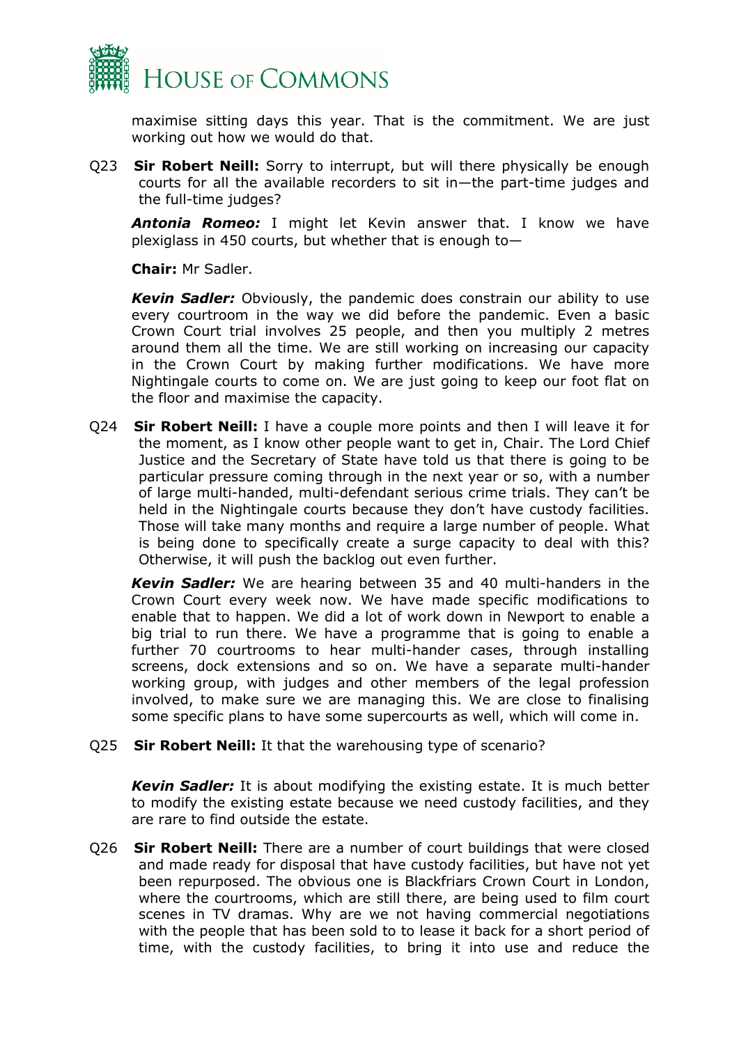maximise sitting days this year. That is the commitment. We are just working out how we would do that.

Q23 **Sir Robert Neill:** Sorry to interrupt, but will there physically be enough courts for all the available recorders to sit in—the part-time judges and the full-time judges?

***Antonia Romeo:*** I might let Kevin answer that. I know we have plexiglass in 450 courts, but whether that is enough to—

**Chair:** Mr Sadler.

***Kevin Sadler:*** Obviously, the pandemic does constrain our ability to use every courtroom in the way we did before the pandemic. Even a basic Crown Court trial involves 25 people, and then you multiply 2 metres around them all the time. We are still working on increasing our capacity in the Crown Court by making further modifications. We have more Nightingale courts to come on. We are just going to keep our foot flat on the floor and maximise the capacity.

Q24 **Sir Robert Neill:** I have a couple more points and then I will leave it for the moment, as I know other people want to get in, Chair. The Lord Chief Justice and the Secretary of State have told us that there is going to be particular pressure coming through in the next year or so, with a number of large multi-handed, multi-defendant serious crime trials. They can't be held in the Nightingale courts because they don't have custody facilities. Those will take many months and require a large number of people. What is being done to specifically create a surge capacity to deal with this? Otherwise, it will push the backlog out even further.

***Kevin Sadler:*** We are hearing between 35 and 40 multi-handers in the Crown Court every week now. We have made specific modifications to enable that to happen. We did a lot of work down in Newport to enable a big trial to run there. We have a programme that is going to enable a further 70 courtrooms to hear multi-hander cases, through installing screens, dock extensions and so on. We have a separate multi-hander working group, with judges and other members of the legal profession involved, to make sure we are managing this. We are close to finalising some specific plans to have some supercourts as well, which will come in.

Q25 **Sir Robert Neill:** It that the warehousing type of scenario?

***Kevin Sadler:*** It is about modifying the existing estate. It is much better to modify the existing estate because we need custody facilities, and they are rare to find outside the estate.

Q26 **Sir Robert Neill:** There are a number of court buildings that were closed and made ready for disposal that have custody facilities, but have not yet been repurposed. The obvious one is Blackfriars Crown Court in London, where the courtrooms, which are still there, are being used to film court scenes in TV dramas. Why are we not having commercial negotiations with the people that has been sold to to lease it back for a short period of time, with the custody facilities, to bring it into use and reduce the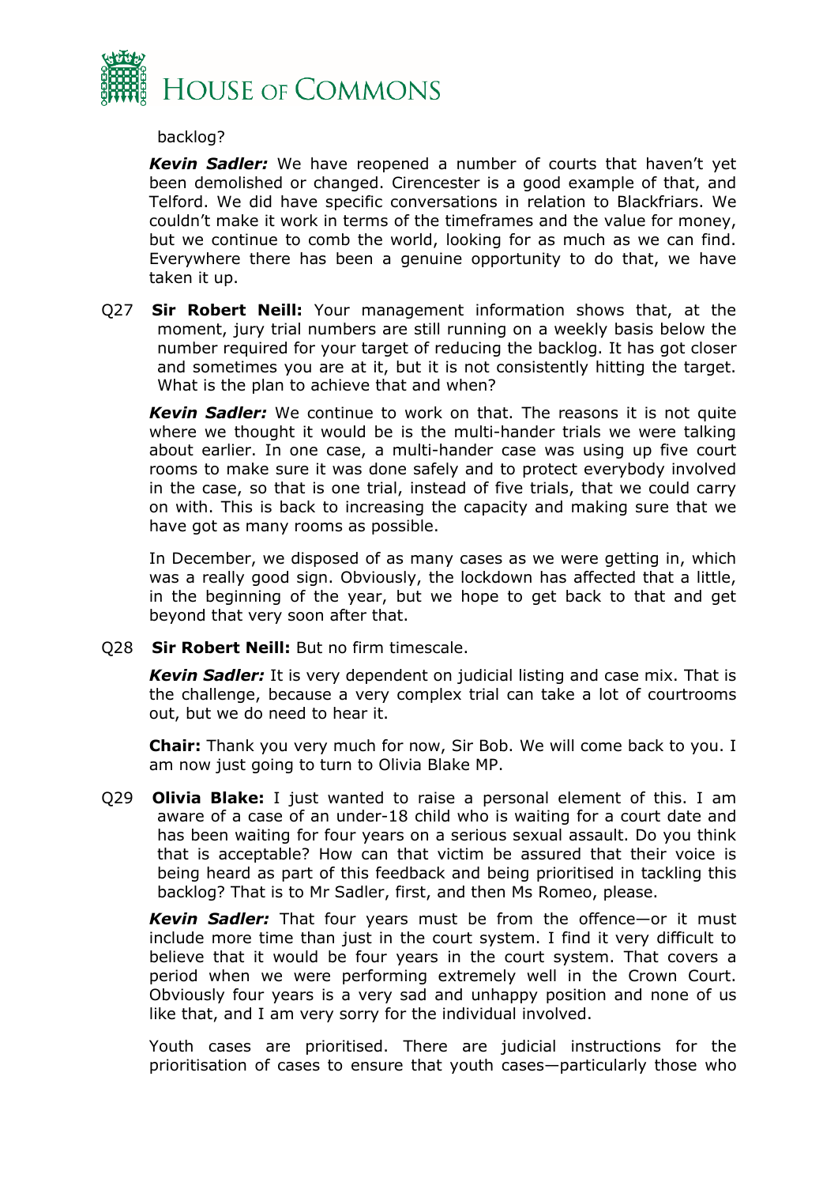backlog?

***Kevin Sadler:*** We have reopened a number of courts that haven't yet been demolished or changed. Cirencester is a good example of that, and Telford. We did have specific conversations in relation to Blackfriars. We couldn't make it work in terms of the timeframes and the value for money, but we continue to comb the world, looking for as much as we can find. Everywhere there has been a genuine opportunity to do that, we have taken it up.

Q27 **Sir Robert Neill:** Your management information shows that, at the moment, jury trial numbers are still running on a weekly basis below the number required for your target of reducing the backlog. It has got closer and sometimes you are at it, but it is not consistently hitting the target. What is the plan to achieve that and when?

***Kevin Sadler:*** We continue to work on that. The reasons it is not quite where we thought it would be is the multi-hander trials we were talking about earlier. In one case, a multi-hander case was using up five court rooms to make sure it was done safely and to protect everybody involved in the case, so that is one trial, instead of five trials, that we could carry on with. This is back to increasing the capacity and making sure that we have got as many rooms as possible.

In December, we disposed of as many cases as we were getting in, which was a really good sign. Obviously, the lockdown has affected that a little, in the beginning of the year, but we hope to get back to that and get beyond that very soon after that.

Q28 **Sir Robert Neill:** But no firm timescale.

***Kevin Sadler:*** It is very dependent on judicial listing and case mix. That is the challenge, because a very complex trial can take a lot of courtrooms out, but we do need to hear it.

**Chair:** Thank you very much for now, Sir Bob. We will come back to you. I am now just going to turn to Olivia Blake MP.

Q29 **Olivia Blake:** I just wanted to raise a personal element of this. I am aware of a case of an under-18 child who is waiting for a court date and has been waiting for four years on a serious sexual assault. Do you think that is acceptable? How can that victim be assured that their voice is being heard as part of this feedback and being prioritised in tackling this backlog? That is to Mr Sadler, first, and then Ms Romeo, please.

***Kevin Sadler:*** That four years must be from the offence—or it must include more time than just in the court system. I find it very difficult to believe that it would be four years in the court system. That covers a period when we were performing extremely well in the Crown Court. Obviously four years is a very sad and unhappy position and none of us like that, and I am very sorry for the individual involved.

Youth cases are prioritised. There are judicial instructions for the prioritisation of cases to ensure that youth cases—particularly those who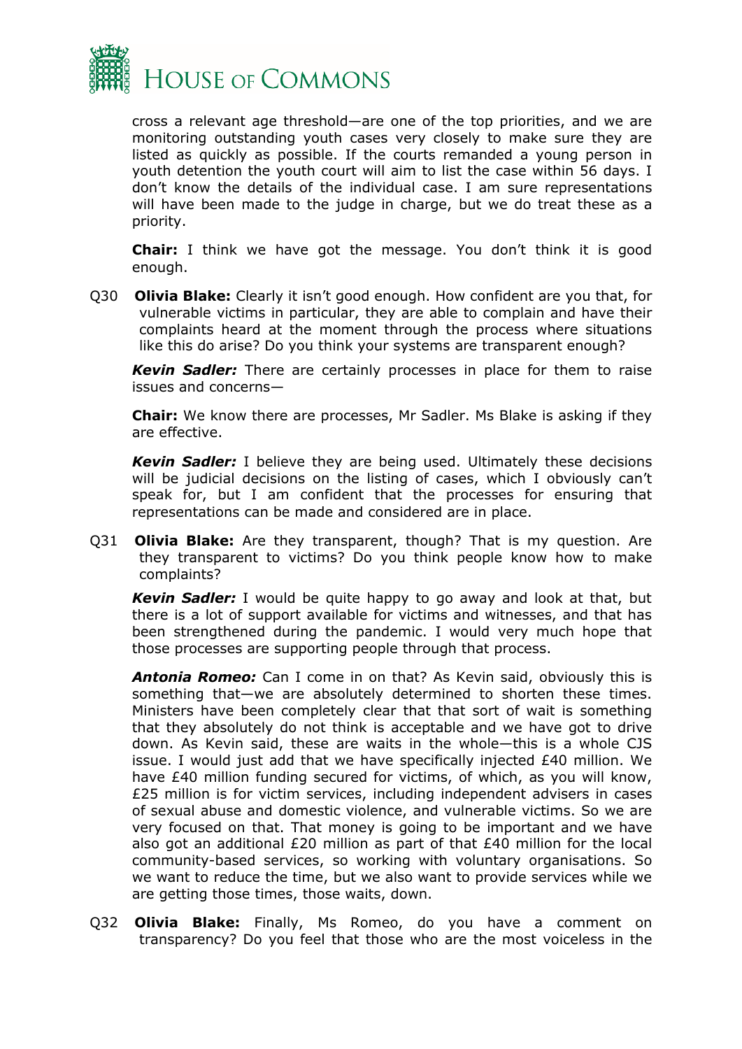cross a relevant age threshold—are one of the top priorities, and we are monitoring outstanding youth cases very closely to make sure they are listed as quickly as possible. If the courts remanded a young person in youth detention the youth court will aim to list the case within 56 days. I don't know the details of the individual case. I am sure representations will have been made to the judge in charge, but we do treat these as a priority.

**Chair:** I think we have got the message. You don't think it is good enough.

Q30 **Olivia Blake:** Clearly it isn't good enough. How confident are you that, for vulnerable victims in particular, they are able to complain and have their complaints heard at the moment through the process where situations like this do arise? Do you think your systems are transparent enough?

***Kevin Sadler:*** There are certainly processes in place for them to raise issues and concerns—

**Chair:** We know there are processes, Mr Sadler. Ms Blake is asking if they are effective.

***Kevin Sadler:*** I believe they are being used. Ultimately these decisions will be judicial decisions on the listing of cases, which I obviously can't speak for, but I am confident that the processes for ensuring that representations can be made and considered are in place.

Q31 **Olivia Blake:** Are they transparent, though? That is my question. Are they transparent to victims? Do you think people know how to make complaints?

***Kevin Sadler:*** I would be quite happy to go away and look at that, but there is a lot of support available for victims and witnesses, and that has been strengthened during the pandemic. I would very much hope that those processes are supporting people through that process.

***Antonia Romeo:*** Can I come in on that? As Kevin said, obviously this is something that—we are absolutely determined to shorten these times. Ministers have been completely clear that that sort of wait is something that they absolutely do not think is acceptable and we have got to drive down. As Kevin said, these are waits in the whole—this is a whole CJS issue. I would just add that we have specifically injected £40 million. We have £40 million funding secured for victims, of which, as you will know, £25 million is for victim services, including independent advisers in cases of sexual abuse and domestic violence, and vulnerable victims. So we are very focused on that. That money is going to be important and we have also got an additional £20 million as part of that £40 million for the local community-based services, so working with voluntary organisations. So we want to reduce the time, but we also want to provide services while we are getting those times, those waits, down.

Q32 **Olivia Blake:** Finally, Ms Romeo, do you have a comment on transparency? Do you feel that those who are the most voiceless in the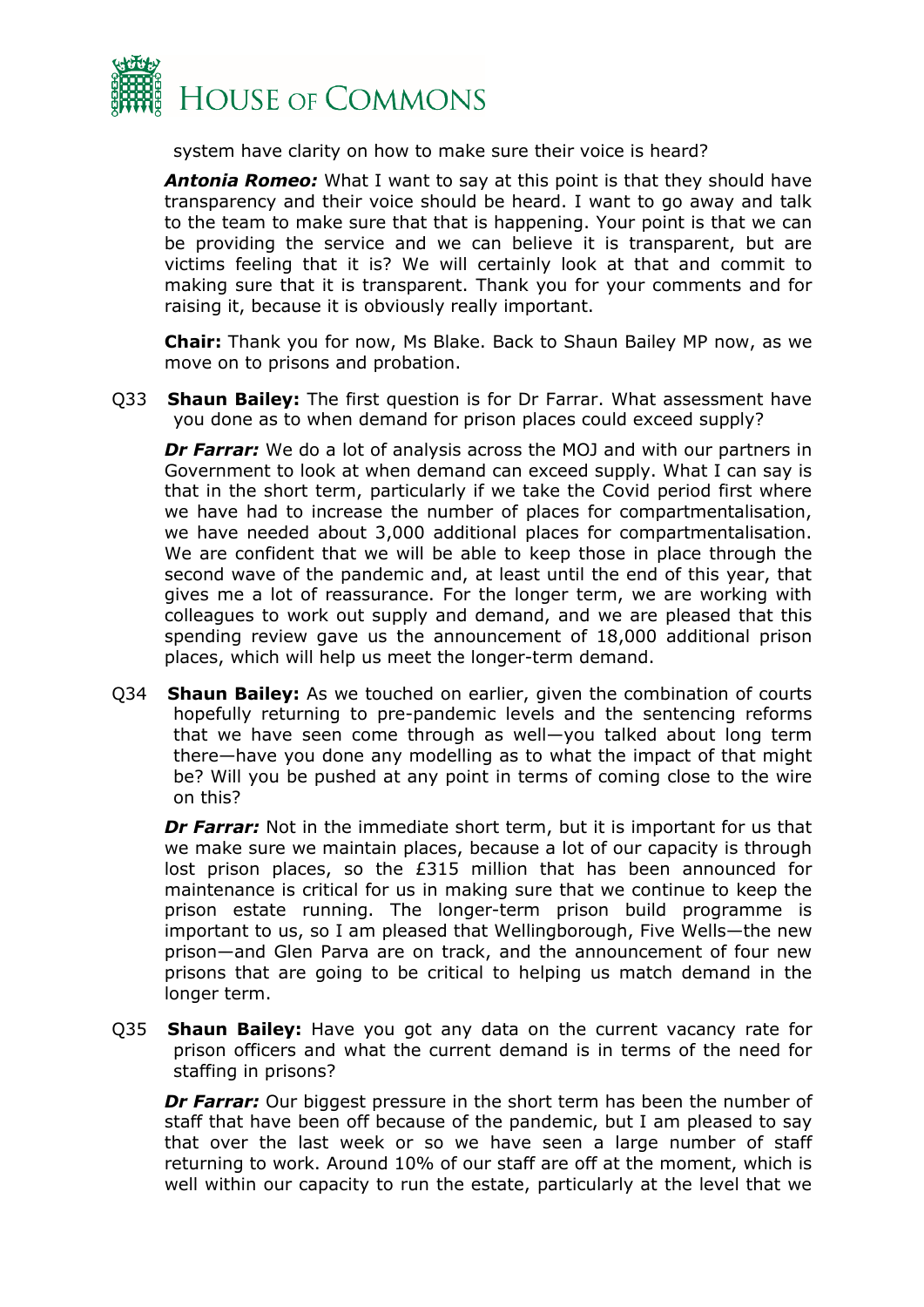system have clarity on how to make sure their voice is heard?

***Antonia Romeo:*** What I want to say at this point is that they should have transparency and their voice should be heard. I want to go away and talk to the team to make sure that that is happening. Your point is that we can be providing the service and we can believe it is transparent, but are victims feeling that it is? We will certainly look at that and commit to making sure that it is transparent. Thank you for your comments and for raising it, because it is obviously really important.

**Chair:** Thank you for now, Ms Blake. Back to Shaun Bailey MP now, as we move on to prisons and probation.

Q33 **Shaun Bailey:** The first question is for Dr Farrar. What assessment have you done as to when demand for prison places could exceed supply?

***Dr Farrar:*** We do a lot of analysis across the MOJ and with our partners in Government to look at when demand can exceed supply. What I can say is that in the short term, particularly if we take the Covid period first where we have had to increase the number of places for compartmentalisation, we have needed about 3,000 additional places for compartmentalisation. We are confident that we will be able to keep those in place through the second wave of the pandemic and, at least until the end of this year, that gives me a lot of reassurance. For the longer term, we are working with colleagues to work out supply and demand, and we are pleased that this spending review gave us the announcement of 18,000 additional prison places, which will help us meet the longer-term demand.

Q34 **Shaun Bailey:** As we touched on earlier, given the combination of courts hopefully returning to pre-pandemic levels and the sentencing reforms that we have seen come through as well—you talked about long term there—have you done any modelling as to what the impact of that might be? Will you be pushed at any point in terms of coming close to the wire on this?

***Dr Farrar:*** Not in the immediate short term, but it is important for us that we make sure we maintain places, because a lot of our capacity is through lost prison places, so the £315 million that has been announced for maintenance is critical for us in making sure that we continue to keep the prison estate running. The longer-term prison build programme is important to us, so I am pleased that Wellingborough, Five Wells—the new prison—and Glen Parva are on track, and the announcement of four new prisons that are going to be critical to helping us match demand in the longer term.

Q35 **Shaun Bailey:** Have you got any data on the current vacancy rate for prison officers and what the current demand is in terms of the need for staffing in prisons?

***Dr Farrar:*** Our biggest pressure in the short term has been the number of staff that have been off because of the pandemic, but I am pleased to say that over the last week or so we have seen a large number of staff returning to work. Around 10% of our staff are off at the moment, which is well within our capacity to run the estate, particularly at the level that we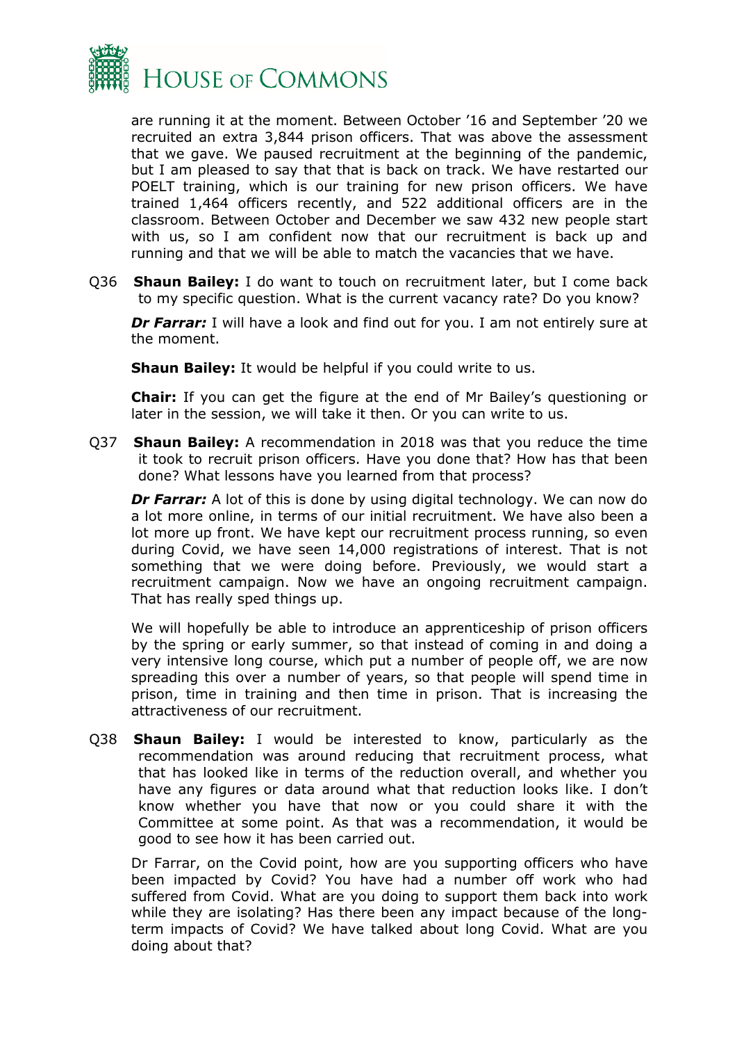are running it at the moment. Between October ’16 and September ’20 we recruited an extra 3,844 prison officers. That was above the assessment that we gave. We paused recruitment at the beginning of the pandemic, but I am pleased to say that that is back on track. We have restarted our POELT training, which is our training for new prison officers. We have trained 1,464 officers recently, and 522 additional officers are in the classroom. Between October and December we saw 432 new people start with us, so I am confident now that our recruitment is back up and running and that we will be able to match the vacancies that we have.

Q36 **Shaun Bailey:** I do want to touch on recruitment later, but I come back to my specific question. What is the current vacancy rate? Do you know?

***Dr Farrar:*** I will have a look and find out for you. I am not entirely sure at the moment.

**Shaun Bailey:** It would be helpful if you could write to us.

**Chair:** If you can get the figure at the end of Mr Bailey’s questioning or later in the session, we will take it then. Or you can write to us.

Q37 **Shaun Bailey:** A recommendation in 2018 was that you reduce the time it took to recruit prison officers. Have you done that? How has that been done? What lessons have you learned from that process?

***Dr Farrar:*** A lot of this is done by using digital technology. We can now do a lot more online, in terms of our initial recruitment. We have also been a lot more up front. We have kept our recruitment process running, so even during Covid, we have seen 14,000 registrations of interest. That is not something that we were doing before. Previously, we would start a recruitment campaign. Now we have an ongoing recruitment campaign. That has really sped things up.

We will hopefully be able to introduce an apprenticeship of prison officers by the spring or early summer, so that instead of coming in and doing a very intensive long course, which put a number of people off, we are now spreading this over a number of years, so that people will spend time in prison, time in training and then time in prison. That is increasing the attractiveness of our recruitment.

Q38 **Shaun Bailey:** I would be interested to know, particularly as the recommendation was around reducing that recruitment process, what that has looked like in terms of the reduction overall, and whether you have any figures or data around what that reduction looks like. I don’t know whether you have that now or you could share it with the Committee at some point. As that was a recommendation, it would be good to see how it has been carried out.

Dr Farrar, on the Covid point, how are you supporting officers who have been impacted by Covid? You have had a number off work who had suffered from Covid. What are you doing to support them back into work while they are isolating? Has there been any impact because of the long-term impacts of Covid? We have talked about long Covid. What are you doing about that?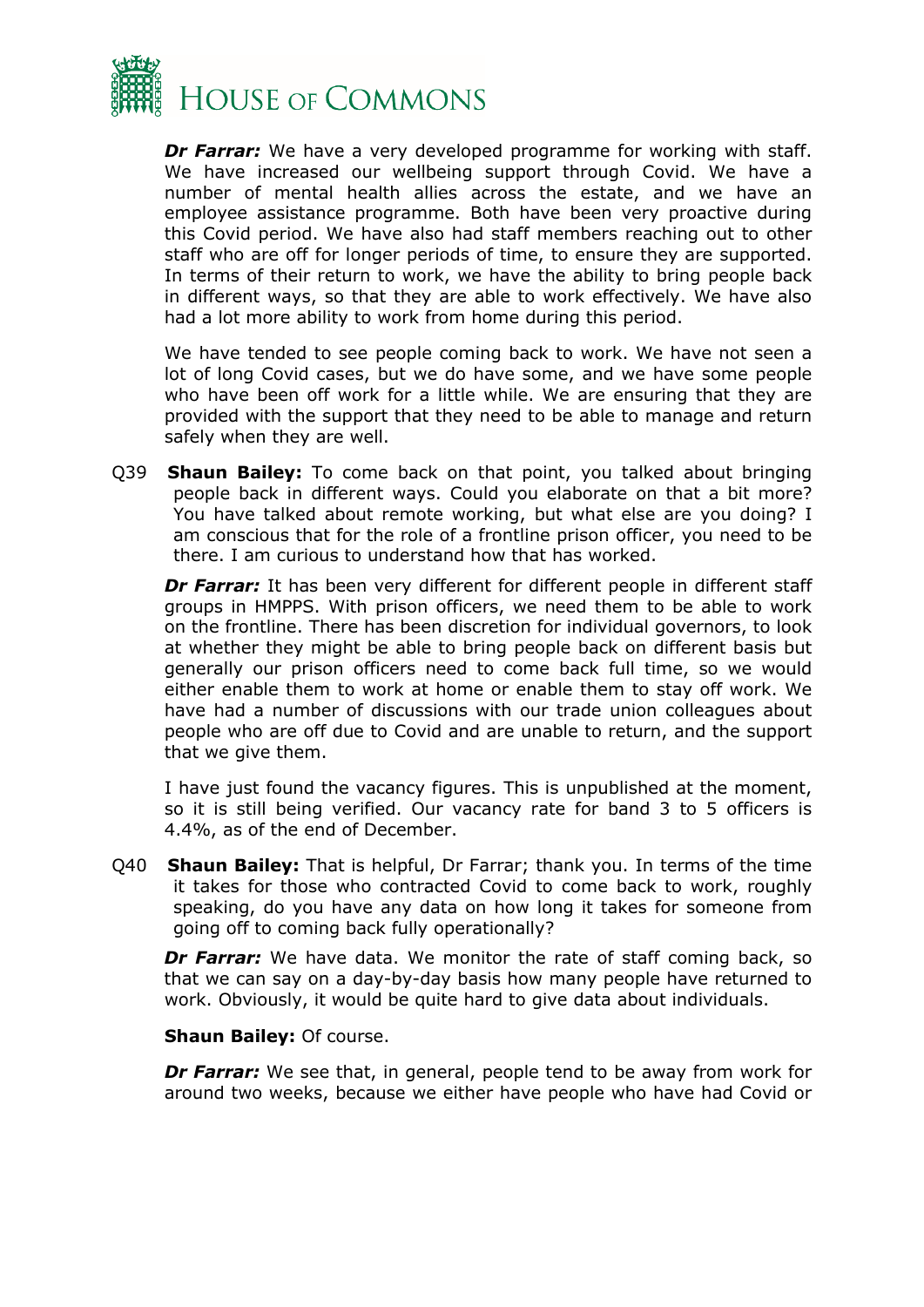***Dr Farrar:*** We have a very developed programme for working with staff. We have increased our wellbeing support through Covid. We have a number of mental health allies across the estate, and we have an employee assistance programme. Both have been very proactive during this Covid period. We have also had staff members reaching out to other staff who are off for longer periods of time, to ensure they are supported. In terms of their return to work, we have the ability to bring people back in different ways, so that they are able to work effectively. We have also had a lot more ability to work from home during this period.

We have tended to see people coming back to work. We have not seen a lot of long Covid cases, but we do have some, and we have some people who have been off work for a little while. We are ensuring that they are provided with the support that they need to be able to manage and return safely when they are well.

Q39 **Shaun Bailey:** To come back on that point, you talked about bringing people back in different ways. Could you elaborate on that a bit more? You have talked about remote working, but what else are you doing? I am conscious that for the role of a frontline prison officer, you need to be there. I am curious to understand how that has worked.

***Dr Farrar:*** It has been very different for different people in different staff groups in HMPPS. With prison officers, we need them to be able to work on the frontline. There has been discretion for individual governors, to look at whether they might be able to bring people back on different basis but generally our prison officers need to come back full time, so we would either enable them to work at home or enable them to stay off work. We have had a number of discussions with our trade union colleagues about people who are off due to Covid and are unable to return, and the support that we give them.

I have just found the vacancy figures. This is unpublished at the moment, so it is still being verified. Our vacancy rate for band 3 to 5 officers is 4.4%, as of the end of December.

Q40 **Shaun Bailey:** That is helpful, Dr Farrar; thank you. In terms of the time it takes for those who contracted Covid to come back to work, roughly speaking, do you have any data on how long it takes for someone from going off to coming back fully operationally?

***Dr Farrar:*** We have data. We monitor the rate of staff coming back, so that we can say on a day-by-day basis how many people have returned to work. Obviously, it would be quite hard to give data about individuals.

**Shaun Bailey:** Of course.

***Dr Farrar:*** We see that, in general, people tend to be away from work for around two weeks, because we either have people who have had Covid or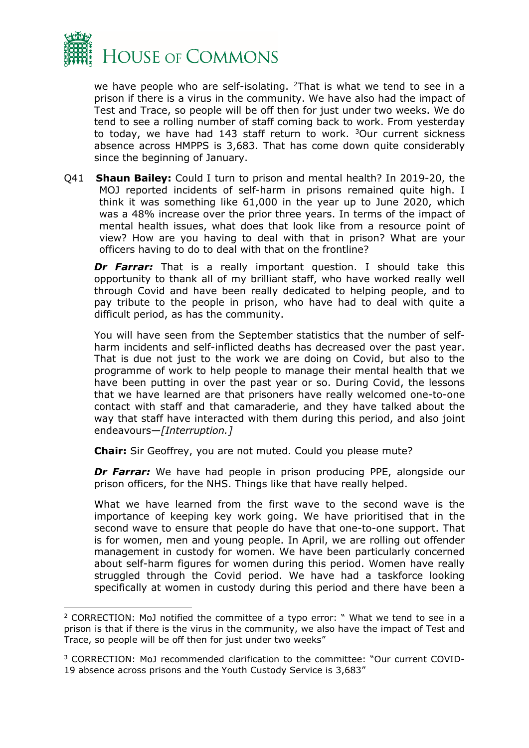we have people who are self-isolating. [2]That is what we tend to see in a prison if there is a virus in the community. We have also had the impact of Test and Trace, so people will be off then for just under two weeks. We do tend to see a rolling number of staff coming back to work. From yesterday to today, we have had 143 staff return to work. [3]Our current sickness absence across HMPPS is 3,683. That has come down quite considerably since the beginning of January.

Q41 **Shaun Bailey:** Could I turn to prison and mental health? In 2019-20, the MOJ reported incidents of self-harm in prisons remained quite high. I think it was something like 61,000 in the year up to June 2020, which was a 48% increase over the prior three years. In terms of the impact of mental health issues, what does that look like from a resource point of view? How are you having to deal with that in prison? What are your officers having to do to deal with that on the frontline?

***Dr Farrar:*** That is a really important question. I should take this opportunity to thank all of my brilliant staff, who have worked really well through Covid and have been really dedicated to helping people, and to pay tribute to the people in prison, who have had to deal with quite a difficult period, as has the community.

You will have seen from the September statistics that the number of self-harm incidents and self-inflicted deaths has decreased over the past year. That is due not just to the work we are doing on Covid, but also to the programme of work to help people to manage their mental health that we have been putting in over the past year or so. During Covid, the lessons that we have learned are that prisoners have really welcomed one-to-one contact with staff and that camaraderie, and they have talked about the way that staff have interacted with them during this period, and also joint endeavours—*[Interruption.]*

**Chair:** Sir Geoffrey, you are not muted. Could you please mute?

***Dr Farrar:*** We have had people in prison producing PPE, alongside our prison officers, for the NHS. Things like that have really helped.

What we have learned from the first wave to the second wave is the importance of keeping key work going. We have prioritised that in the second wave to ensure that people do have that one-to-one support. That is for women, men and young people. In April, we are rolling out offender management in custody for women. We have been particularly concerned about self-harm figures for women during this period. Women have really struggled through the Covid period. We have had a taskforce looking specifically at women in custody during this period and there have been a

---

[2] CORRECTION: MoJ notified the committee of a typo error: " What we tend to see in a prison is that if there is the virus in the community, we also have the impact of Test and Trace, so people will be off then for just under two weeks"

[3] CORRECTION: MoJ recommended clarification to the committee: "Our current COVID-19 absence across prisons and the Youth Custody Service is 3,683"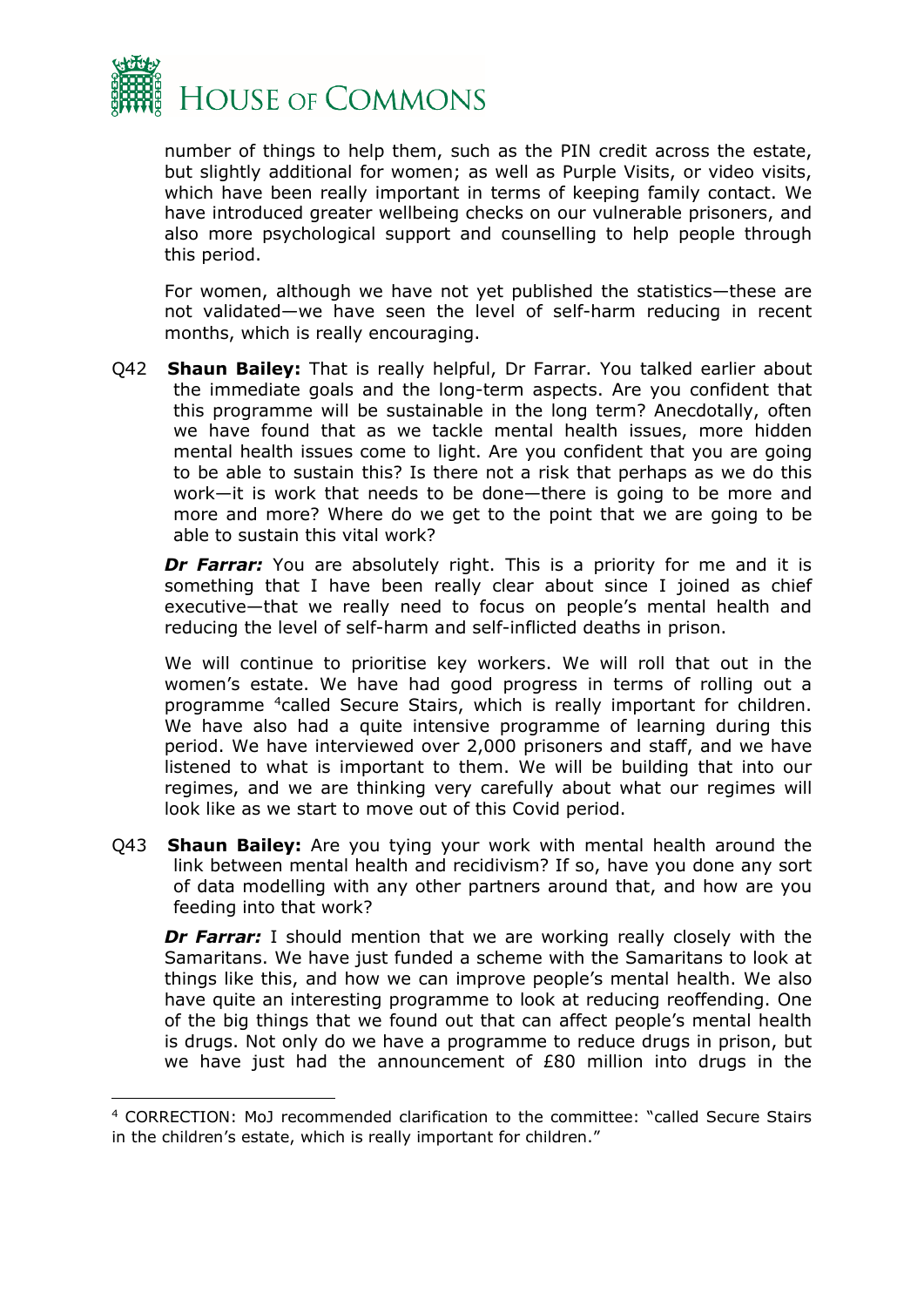number of things to help them, such as the PIN credit across the estate, but slightly additional for women; as well as Purple Visits, or video visits, which have been really important in terms of keeping family contact. We have introduced greater wellbeing checks on our vulnerable prisoners, and also more psychological support and counselling to help people through this period.

For women, although we have not yet published the statistics—these are not validated—we have seen the level of self-harm reducing in recent months, which is really encouraging.

Q42 **Shaun Bailey:** That is really helpful, Dr Farrar. You talked earlier about the immediate goals and the long-term aspects. Are you confident that this programme will be sustainable in the long term? Anecdotally, often we have found that as we tackle mental health issues, more hidden mental health issues come to light. Are you confident that you are going to be able to sustain this? Is there not a risk that perhaps as we do this work—it is work that needs to be done—there is going to be more and more and more? Where do we get to the point that we are going to be able to sustain this vital work?

***Dr Farrar:*** You are absolutely right. This is a priority for me and it is something that I have been really clear about since I joined as chief executive—that we really need to focus on people's mental health and reducing the level of self-harm and self-inflicted deaths in prison.

We will continue to prioritise key workers. We will roll that out in the women's estate. We have had good progress in terms of rolling out a programme [4]called Secure Stairs, which is really important for children. We have also had a quite intensive programme of learning during this period. We have interviewed over 2,000 prisoners and staff, and we have listened to what is important to them. We will be building that into our regimes, and we are thinking very carefully about what our regimes will look like as we start to move out of this Covid period.

Q43 **Shaun Bailey:** Are you tying your work with mental health around the link between mental health and recidivism? If so, have you done any sort of data modelling with any other partners around that, and how are you feeding into that work?

***Dr Farrar:*** I should mention that we are working really closely with the Samaritans. We have just funded a scheme with the Samaritans to look at things like this, and how we can improve people's mental health. We also have quite an interesting programme to look at reducing reoffending. One of the big things that we found out that can affect people's mental health is drugs. Not only do we have a programme to reduce drugs in prison, but we have just had the announcement of £80 million into drugs in the

---

[4] CORRECTION: MoJ recommended clarification to the committee: "called Secure Stairs in the children's estate, which is really important for children."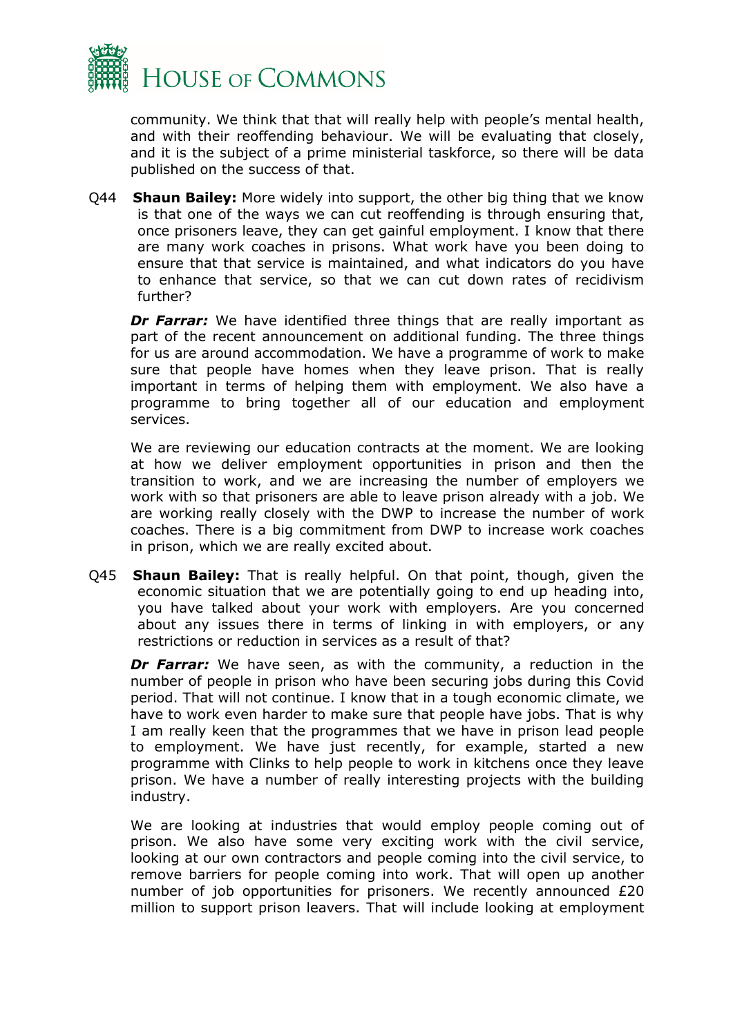community. We think that that will really help with people's mental health, and with their reoffending behaviour. We will be evaluating that closely, and it is the subject of a prime ministerial taskforce, so there will be data published on the success of that.

Q44 **Shaun Bailey:** More widely into support, the other big thing that we know is that one of the ways we can cut reoffending is through ensuring that, once prisoners leave, they can get gainful employment. I know that there are many work coaches in prisons. What work have you been doing to ensure that that service is maintained, and what indicators do you have to enhance that service, so that we can cut down rates of recidivism further?

***Dr Farrar:*** We have identified three things that are really important as part of the recent announcement on additional funding. The three things for us are around accommodation. We have a programme of work to make sure that people have homes when they leave prison. That is really important in terms of helping them with employment. We also have a programme to bring together all of our education and employment services.

We are reviewing our education contracts at the moment. We are looking at how we deliver employment opportunities in prison and then the transition to work, and we are increasing the number of employers we work with so that prisoners are able to leave prison already with a job. We are working really closely with the DWP to increase the number of work coaches. There is a big commitment from DWP to increase work coaches in prison, which we are really excited about.

Q45 **Shaun Bailey:** That is really helpful. On that point, though, given the economic situation that we are potentially going to end up heading into, you have talked about your work with employers. Are you concerned about any issues there in terms of linking in with employers, or any restrictions or reduction in services as a result of that?

***Dr Farrar:*** We have seen, as with the community, a reduction in the number of people in prison who have been securing jobs during this Covid period. That will not continue. I know that in a tough economic climate, we have to work even harder to make sure that people have jobs. That is why I am really keen that the programmes that we have in prison lead people to employment. We have just recently, for example, started a new programme with Clinks to help people to work in kitchens once they leave prison. We have a number of really interesting projects with the building industry.

We are looking at industries that would employ people coming out of prison. We also have some very exciting work with the civil service, looking at our own contractors and people coming into the civil service, to remove barriers for people coming into work. That will open up another number of job opportunities for prisoners. We recently announced £20 million to support prison leavers. That will include looking at employment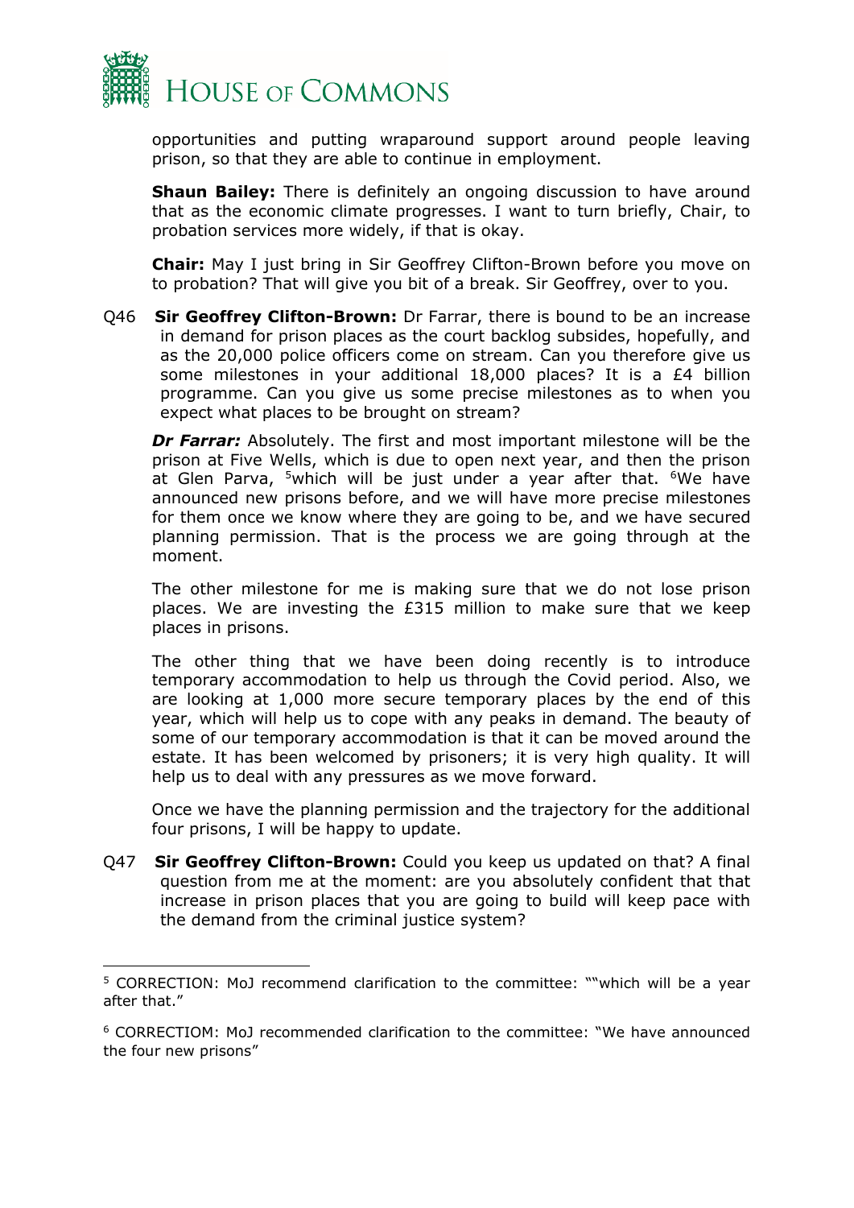opportunities and putting wraparound support around people leaving prison, so that they are able to continue in employment.

**Shaun Bailey:** There is definitely an ongoing discussion to have around that as the economic climate progresses. I want to turn briefly, Chair, to probation services more widely, if that is okay.

**Chair:** May I just bring in Sir Geoffrey Clifton-Brown before you move on to probation? That will give you bit of a break. Sir Geoffrey, over to you.

Q46 **Sir Geoffrey Clifton-Brown:** Dr Farrar, there is bound to be an increase in demand for prison places as the court backlog subsides, hopefully, and as the 20,000 police officers come on stream. Can you therefore give us some milestones in your additional 18,000 places? It is a £4 billion programme. Can you give us some precise milestones as to when you expect what places to be brought on stream?

***Dr Farrar:*** Absolutely. The first and most important milestone will be the prison at Five Wells, which is due to open next year, and then the prison at Glen Parva, [5]which will be just under a year after that. [6]We have announced new prisons before, and we will have more precise milestones for them once we know where they are going to be, and we have secured planning permission. That is the process we are going through at the moment.

The other milestone for me is making sure that we do not lose prison places. We are investing the £315 million to make sure that we keep places in prisons.

The other thing that we have been doing recently is to introduce temporary accommodation to help us through the Covid period. Also, we are looking at 1,000 more secure temporary places by the end of this year, which will help us to cope with any peaks in demand. The beauty of some of our temporary accommodation is that it can be moved around the estate. It has been welcomed by prisoners; it is very high quality. It will help us to deal with any pressures as we move forward.

Once we have the planning permission and the trajectory for the additional four prisons, I will be happy to update.

Q47 **Sir Geoffrey Clifton-Brown:** Could you keep us updated on that? A final question from me at the moment: are you absolutely confident that that increase in prison places that you are going to build will keep pace with the demand from the criminal justice system?

---

[5] CORRECTION: MoJ recommend clarification to the committee: ""which will be a year after that."

[6] CORRECTIOM: MoJ recommended clarification to the committee: "We have announced the four new prisons"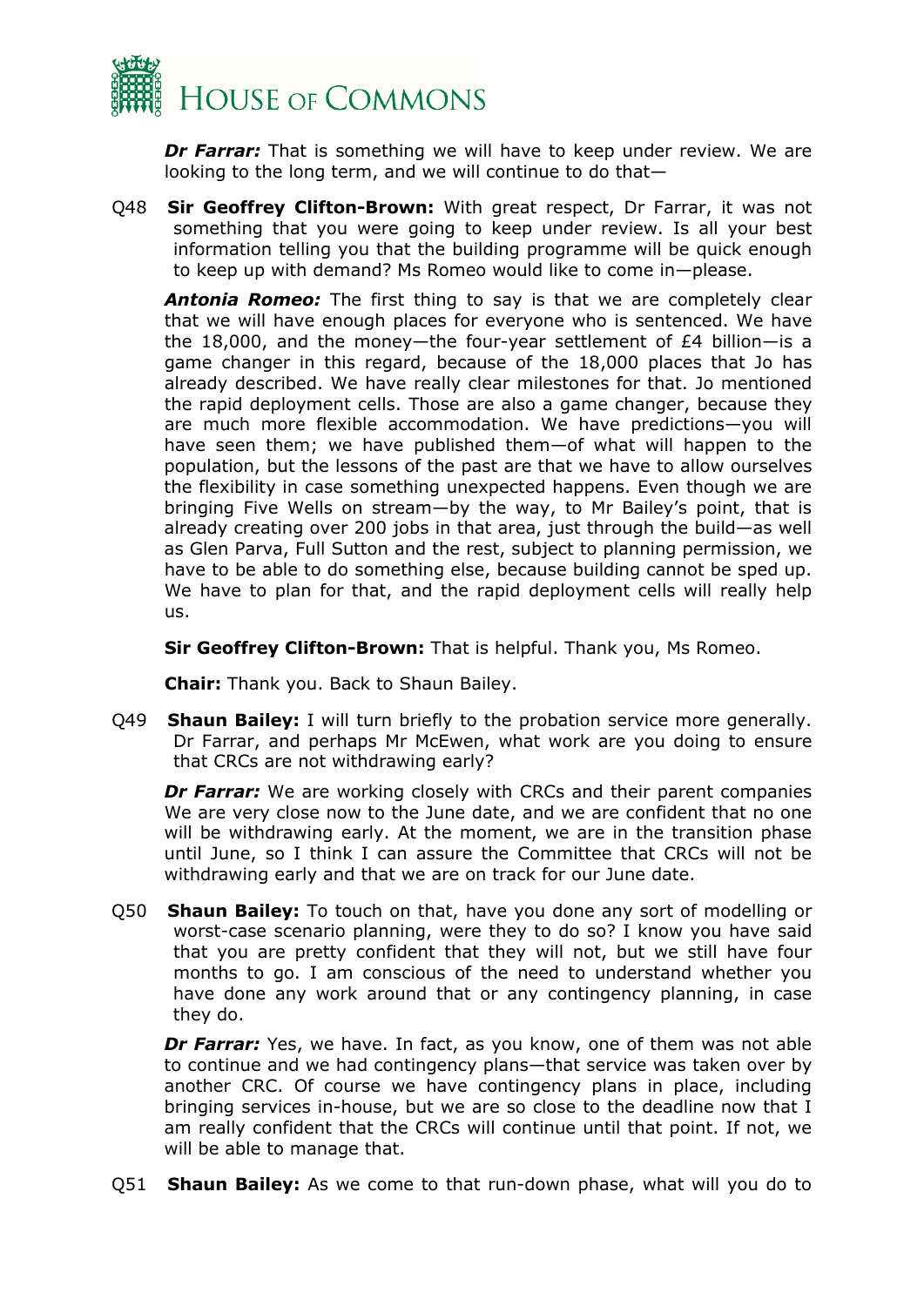***Dr Farrar:*** That is something we will have to keep under review. We are looking to the long term, and we will continue to do that—

Q48 **Sir Geoffrey Clifton-Brown:** With great respect, Dr Farrar, it was not something that you were going to keep under review. Is all your best information telling you that the building programme will be quick enough to keep up with demand? Ms Romeo would like to come in—please.

***Antonia Romeo:*** The first thing to say is that we are completely clear that we will have enough places for everyone who is sentenced. We have the 18,000, and the money—the four-year settlement of £4 billion—is a game changer in this regard, because of the 18,000 places that Jo has already described. We have really clear milestones for that. Jo mentioned the rapid deployment cells. Those are also a game changer, because they are much more flexible accommodation. We have predictions—you will have seen them; we have published them—of what will happen to the population, but the lessons of the past are that we have to allow ourselves the flexibility in case something unexpected happens. Even though we are bringing Five Wells on stream—by the way, to Mr Bailey's point, that is already creating over 200 jobs in that area, just through the build—as well as Glen Parva, Full Sutton and the rest, subject to planning permission, we have to be able to do something else, because building cannot be sped up. We have to plan for that, and the rapid deployment cells will really help us.

**Sir Geoffrey Clifton-Brown:** That is helpful. Thank you, Ms Romeo.

**Chair:** Thank you. Back to Shaun Bailey.

Q49 **Shaun Bailey:** I will turn briefly to the probation service more generally. Dr Farrar, and perhaps Mr McEwen, what work are you doing to ensure that CRCs are not withdrawing early?

***Dr Farrar:*** We are working closely with CRCs and their parent companies We are very close now to the June date, and we are confident that no one will be withdrawing early. At the moment, we are in the transition phase until June, so I think I can assure the Committee that CRCs will not be withdrawing early and that we are on track for our June date.

Q50 **Shaun Bailey:** To touch on that, have you done any sort of modelling or worst-case scenario planning, were they to do so? I know you have said that you are pretty confident that they will not, but we still have four months to go. I am conscious of the need to understand whether you have done any work around that or any contingency planning, in case they do.

***Dr Farrar:*** Yes, we have. In fact, as you know, one of them was not able to continue and we had contingency plans—that service was taken over by another CRC. Of course we have contingency plans in place, including bringing services in-house, but we are so close to the deadline now that I am really confident that the CRCs will continue until that point. If not, we will be able to manage that.

Q51 **Shaun Bailey:** As we come to that run-down phase, what will you do to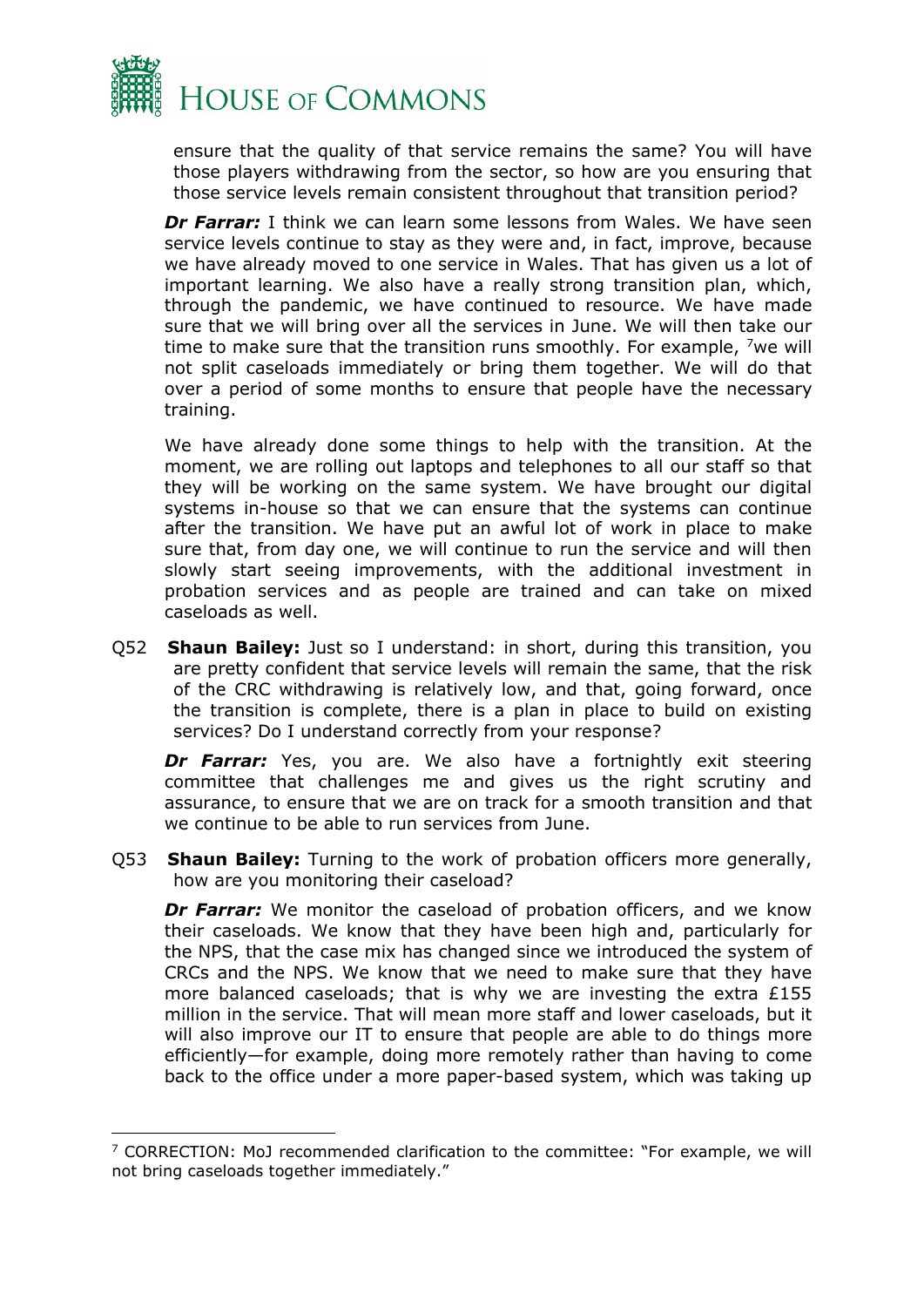ensure that the quality of that service remains the same? You will have those players withdrawing from the sector, so how are you ensuring that those service levels remain consistent throughout that transition period?

***Dr Farrar:*** I think we can learn some lessons from Wales. We have seen service levels continue to stay as they were and, in fact, improve, because we have already moved to one service in Wales. That has given us a lot of important learning. We also have a really strong transition plan, which, through the pandemic, we have continued to resource. We have made sure that we will bring over all the services in June. We will then take our time to make sure that the transition runs smoothly. For example, [7]we will not split caseloads immediately or bring them together. We will do that over a period of some months to ensure that people have the necessary training.

We have already done some things to help with the transition. At the moment, we are rolling out laptops and telephones to all our staff so that they will be working on the same system. We have brought our digital systems in-house so that we can ensure that the systems can continue after the transition. We have put an awful lot of work in place to make sure that, from day one, we will continue to run the service and will then slowly start seeing improvements, with the additional investment in probation services and as people are trained and can take on mixed caseloads as well.

Q52 **Shaun Bailey:** Just so I understand: in short, during this transition, you are pretty confident that service levels will remain the same, that the risk of the CRC withdrawing is relatively low, and that, going forward, once the transition is complete, there is a plan in place to build on existing services? Do I understand correctly from your response?

***Dr Farrar:*** Yes, you are. We also have a fortnightly exit steering committee that challenges me and gives us the right scrutiny and assurance, to ensure that we are on track for a smooth transition and that we continue to be able to run services from June.

Q53 **Shaun Bailey:** Turning to the work of probation officers more generally, how are you monitoring their caseload?

***Dr Farrar:*** We monitor the caseload of probation officers, and we know their caseloads. We know that they have been high and, particularly for the NPS, that the case mix has changed since we introduced the system of CRCs and the NPS. We know that we need to make sure that they have more balanced caseloads; that is why we are investing the extra £155 million in the service. That will mean more staff and lower caseloads, but it will also improve our IT to ensure that people are able to do things more efficiently—for example, doing more remotely rather than having to come back to the office under a more paper-based system, which was taking up

---

[7] CORRECTION: MoJ recommended clarification to the committee: "For example, we will not bring caseloads together immediately."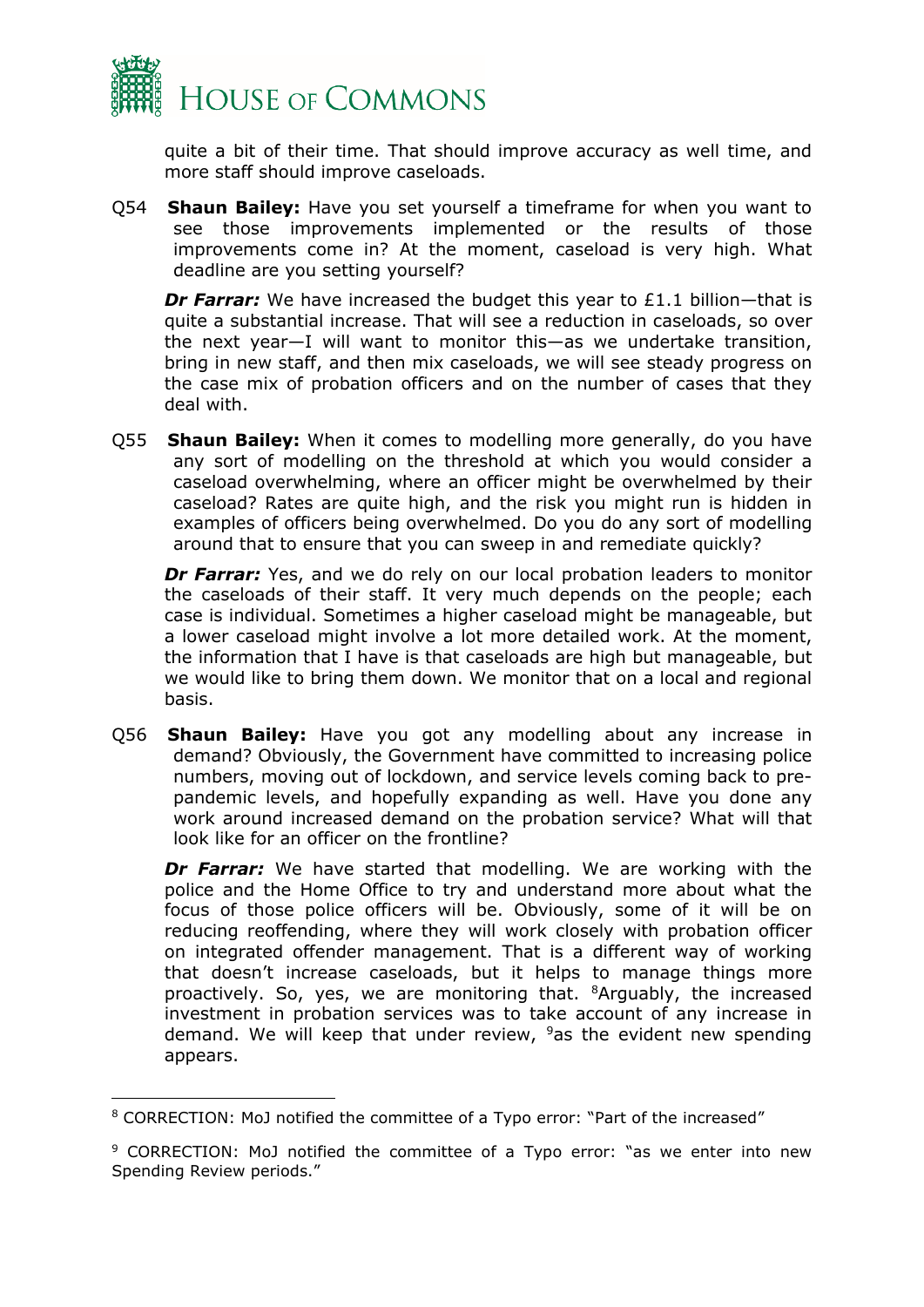quite a bit of their time. That should improve accuracy as well time, and more staff should improve caseloads.

Q54 **Shaun Bailey:** Have you set yourself a timeframe for when you want to see those improvements implemented or the results of those improvements come in? At the moment, caseload is very high. What deadline are you setting yourself?

***Dr Farrar:*** We have increased the budget this year to £1.1 billion—that is quite a substantial increase. That will see a reduction in caseloads, so over the next year—I will want to monitor this—as we undertake transition, bring in new staff, and then mix caseloads, we will see steady progress on the case mix of probation officers and on the number of cases that they deal with.

Q55 **Shaun Bailey:** When it comes to modelling more generally, do you have any sort of modelling on the threshold at which you would consider a caseload overwhelming, where an officer might be overwhelmed by their caseload? Rates are quite high, and the risk you might run is hidden in examples of officers being overwhelmed. Do you do any sort of modelling around that to ensure that you can sweep in and remediate quickly?

***Dr Farrar:*** Yes, and we do rely on our local probation leaders to monitor the caseloads of their staff. It very much depends on the people; each case is individual. Sometimes a higher caseload might be manageable, but a lower caseload might involve a lot more detailed work. At the moment, the information that I have is that caseloads are high but manageable, but we would like to bring them down. We monitor that on a local and regional basis.

Q56 **Shaun Bailey:** Have you got any modelling about any increase in demand? Obviously, the Government have committed to increasing police numbers, moving out of lockdown, and service levels coming back to pre-pandemic levels, and hopefully expanding as well. Have you done any work around increased demand on the probation service? What will that look like for an officer on the frontline?

***Dr Farrar:*** We have started that modelling. We are working with the police and the Home Office to try and understand more about what the focus of those police officers will be. Obviously, some of it will be on reducing reoffending, where they will work closely with probation officer on integrated offender management. That is a different way of working that doesn't increase caseloads, but it helps to manage things more proactively. So, yes, we are monitoring that. [8]Arguably, the increased investment in probation services was to take account of any increase in demand. We will keep that under review, [9]as the evident new spending appears.

---

[8] CORRECTION: MoJ notified the committee of a Typo error: "Part of the increased"

[9] CORRECTION: MoJ notified the committee of a Typo error: "as we enter into new Spending Review periods."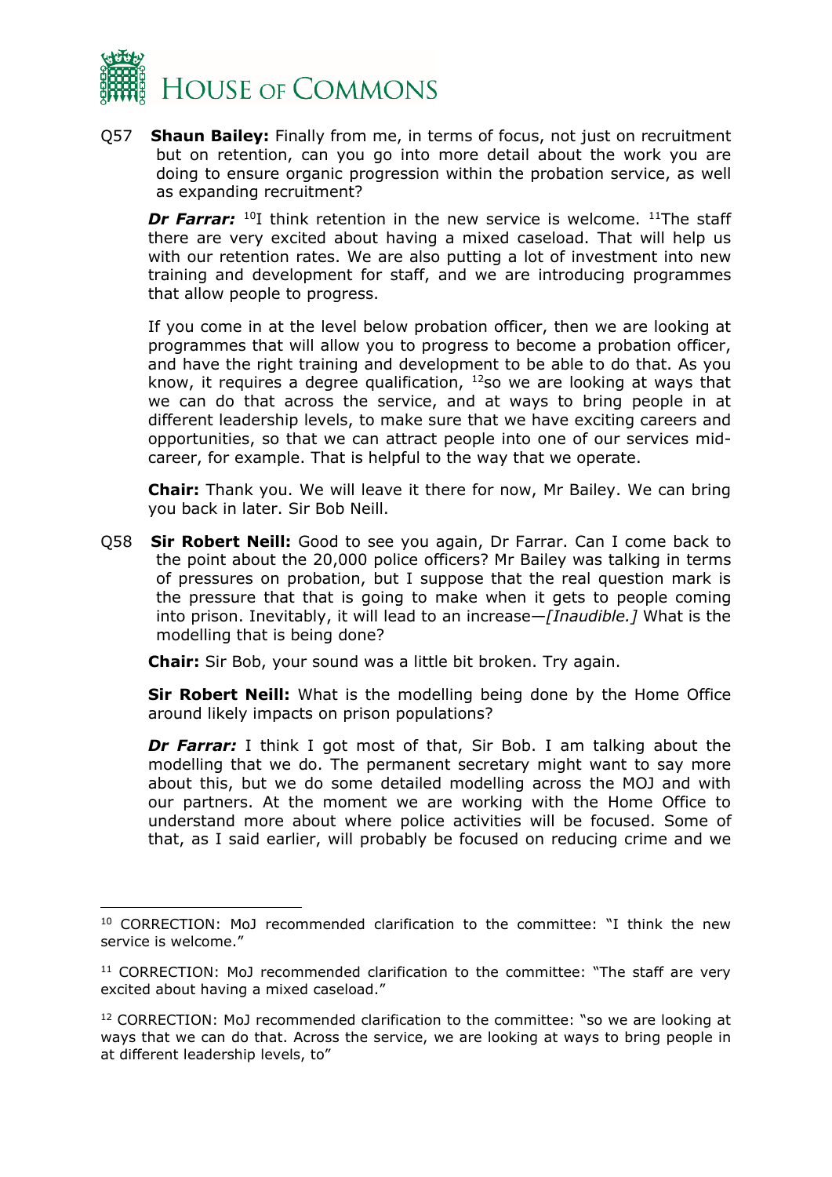Q57 **Shaun Bailey:** Finally from me, in terms of focus, not just on recruitment but on retention, can you go into more detail about the work you are doing to ensure organic progression within the probation service, as well as expanding recruitment?

***Dr Farrar:*** [10]I think retention in the new service is welcome. [11]The staff there are very excited about having a mixed caseload. That will help us with our retention rates. We are also putting a lot of investment into new training and development for staff, and we are introducing programmes that allow people to progress.

If you come in at the level below probation officer, then we are looking at programmes that will allow you to progress to become a probation officer, and have the right training and development to be able to do that. As you know, it requires a degree qualification, [12]so we are looking at ways that we can do that across the service, and at ways to bring people in at different leadership levels, to make sure that we have exciting careers and opportunities, so that we can attract people into one of our services mid-career, for example. That is helpful to the way that we operate.

**Chair:** Thank you. We will leave it there for now, Mr Bailey. We can bring you back in later. Sir Bob Neill.

Q58 **Sir Robert Neill:** Good to see you again, Dr Farrar. Can I come back to the point about the 20,000 police officers? Mr Bailey was talking in terms of pressures on probation, but I suppose that the real question mark is the pressure that that is going to make when it gets to people coming into prison. Inevitably, it will lead to an increase—*[Inaudible.]* What is the modelling that is being done?

**Chair:** Sir Bob, your sound was a little bit broken. Try again.

**Sir Robert Neill:** What is the modelling being done by the Home Office around likely impacts on prison populations?

***Dr Farrar:*** I think I got most of that, Sir Bob. I am talking about the modelling that we do. The permanent secretary might want to say more about this, but we do some detailed modelling across the MOJ and with our partners. At the moment we are working with the Home Office to understand more about where police activities will be focused. Some of that, as I said earlier, will probably be focused on reducing crime and we

---

[10] CORRECTION: MoJ recommended clarification to the committee: "I think the new service is welcome."

[11] CORRECTION: MoJ recommended clarification to the committee: "The staff are very excited about having a mixed caseload."

[12] CORRECTION: MoJ recommended clarification to the committee: "so we are looking at ways that we can do that. Across the service, we are looking at ways to bring people in at different leadership levels, to"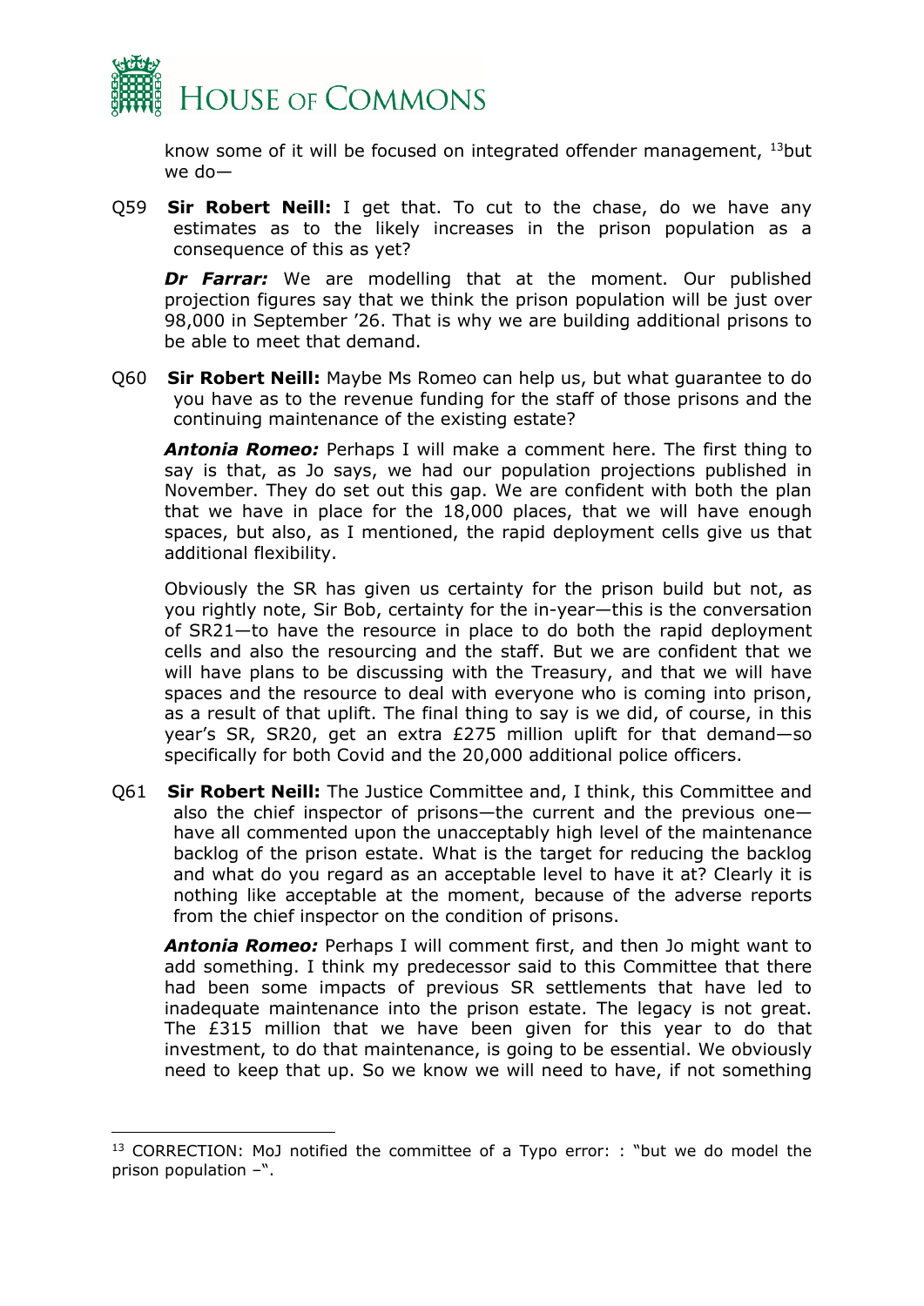know some of it will be focused on integrated offender management, [13]but we do—

Q59 **Sir Robert Neill:** I get that. To cut to the chase, do we have any estimates as to the likely increases in the prison population as a consequence of this as yet?

***Dr Farrar:*** We are modelling that at the moment. Our published projection figures say that we think the prison population will be just over 98,000 in September '26. That is why we are building additional prisons to be able to meet that demand.

Q60 **Sir Robert Neill:** Maybe Ms Romeo can help us, but what guarantee to do you have as to the revenue funding for the staff of those prisons and the continuing maintenance of the existing estate?

***Antonia Romeo:*** Perhaps I will make a comment here. The first thing to say is that, as Jo says, we had our population projections published in November. They do set out this gap. We are confident with both the plan that we have in place for the 18,000 places, that we will have enough spaces, but also, as I mentioned, the rapid deployment cells give us that additional flexibility.

Obviously the SR has given us certainty for the prison build but not, as you rightly note, Sir Bob, certainty for the in-year—this is the conversation of SR21—to have the resource in place to do both the rapid deployment cells and also the resourcing and the staff. But we are confident that we will have plans to be discussing with the Treasury, and that we will have spaces and the resource to deal with everyone who is coming into prison, as a result of that uplift. The final thing to say is we did, of course, in this year's SR, SR20, get an extra £275 million uplift for that demand—so specifically for both Covid and the 20,000 additional police officers.

Q61 **Sir Robert Neill:** The Justice Committee and, I think, this Committee and also the chief inspector of prisons—the current and the previous one—have all commented upon the unacceptably high level of the maintenance backlog of the prison estate. What is the target for reducing the backlog and what do you regard as an acceptable level to have it at? Clearly it is nothing like acceptable at the moment, because of the adverse reports from the chief inspector on the condition of prisons.

***Antonia Romeo:*** Perhaps I will comment first, and then Jo might want to add something. I think my predecessor said to this Committee that there had been some impacts of previous SR settlements that have led to inadequate maintenance into the prison estate. The legacy is not great. The £315 million that we have been given for this year to do that investment, to do that maintenance, is going to be essential. We obviously need to keep that up. So we know we will need to have, if not something

---

[13] CORRECTION: MoJ notified the committee of a Typo error: : "but we do model the prison population –".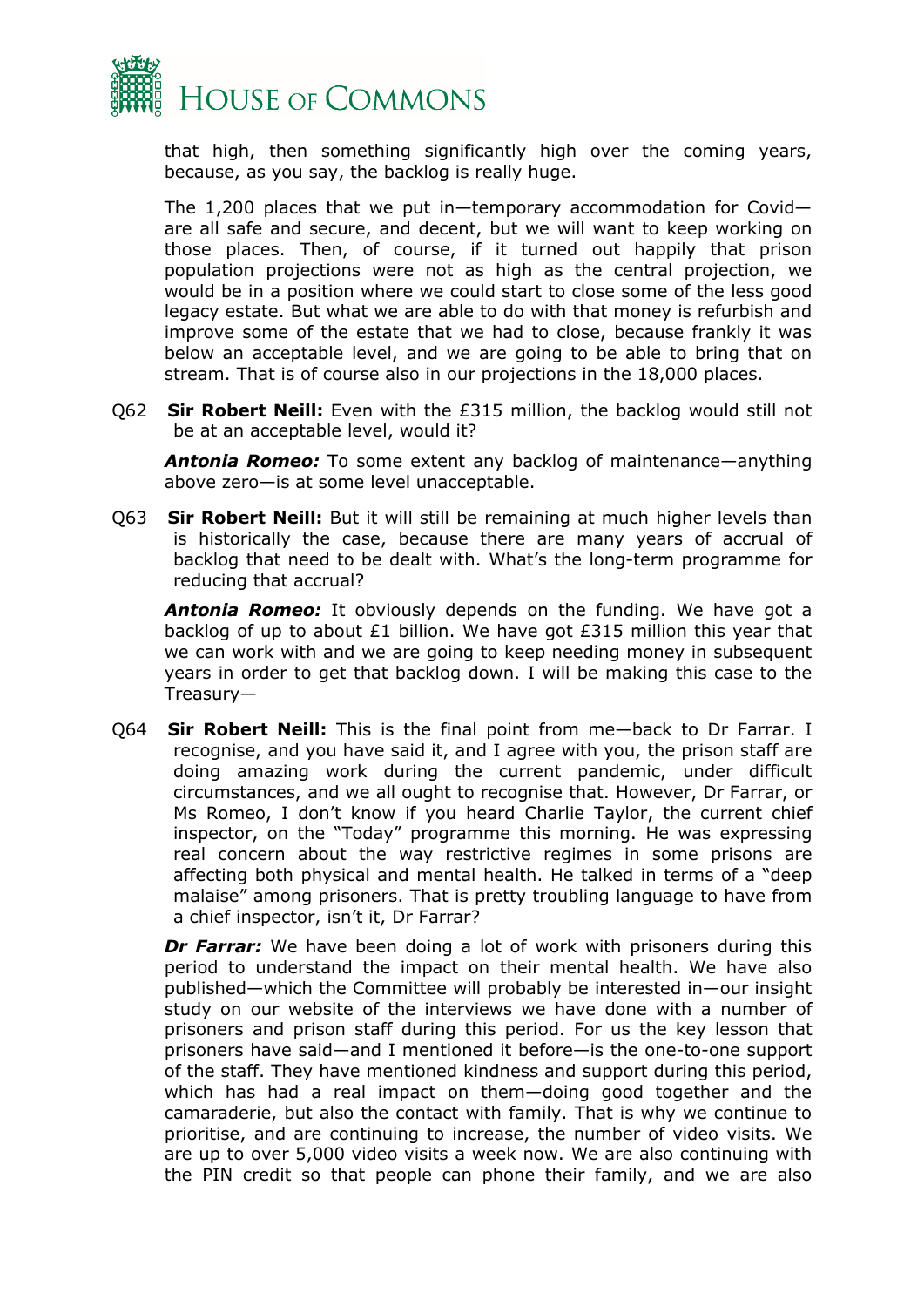that high, then something significantly high over the coming years, because, as you say, the backlog is really huge.

The 1,200 places that we put in—temporary accommodation for Covid—are all safe and secure, and decent, but we will want to keep working on those places. Then, of course, if it turned out happily that prison population projections were not as high as the central projection, we would be in a position where we could start to close some of the less good legacy estate. But what we are able to do with that money is refurbish and improve some of the estate that we had to close, because frankly it was below an acceptable level, and we are going to be able to bring that on stream. That is of course also in our projections in the 18,000 places.

Q62 **Sir Robert Neill:** Even with the £315 million, the backlog would still not be at an acceptable level, would it?

***Antonia Romeo:*** To some extent any backlog of maintenance—anything above zero—is at some level unacceptable.

Q63 **Sir Robert Neill:** But it will still be remaining at much higher levels than is historically the case, because there are many years of accrual of backlog that need to be dealt with. What's the long-term programme for reducing that accrual?

***Antonia Romeo:*** It obviously depends on the funding. We have got a backlog of up to about £1 billion. We have got £315 million this year that we can work with and we are going to keep needing money in subsequent years in order to get that backlog down. I will be making this case to the Treasury—

Q64 **Sir Robert Neill:** This is the final point from me—back to Dr Farrar. I recognise, and you have said it, and I agree with you, the prison staff are doing amazing work during the current pandemic, under difficult circumstances, and we all ought to recognise that. However, Dr Farrar, or Ms Romeo, I don't know if you heard Charlie Taylor, the current chief inspector, on the "Today" programme this morning. He was expressing real concern about the way restrictive regimes in some prisons are affecting both physical and mental health. He talked in terms of a "deep malaise" among prisoners. That is pretty troubling language to have from a chief inspector, isn't it, Dr Farrar?

***Dr Farrar:*** We have been doing a lot of work with prisoners during this period to understand the impact on their mental health. We have also published—which the Committee will probably be interested in—our insight study on our website of the interviews we have done with a number of prisoners and prison staff during this period. For us the key lesson that prisoners have said—and I mentioned it before—is the one-to-one support of the staff. They have mentioned kindness and support during this period, which has had a real impact on them—doing good together and the camaraderie, but also the contact with family. That is why we continue to prioritise, and are continuing to increase, the number of video visits. We are up to over 5,000 video visits a week now. We are also continuing with the PIN credit so that people can phone their family, and we are also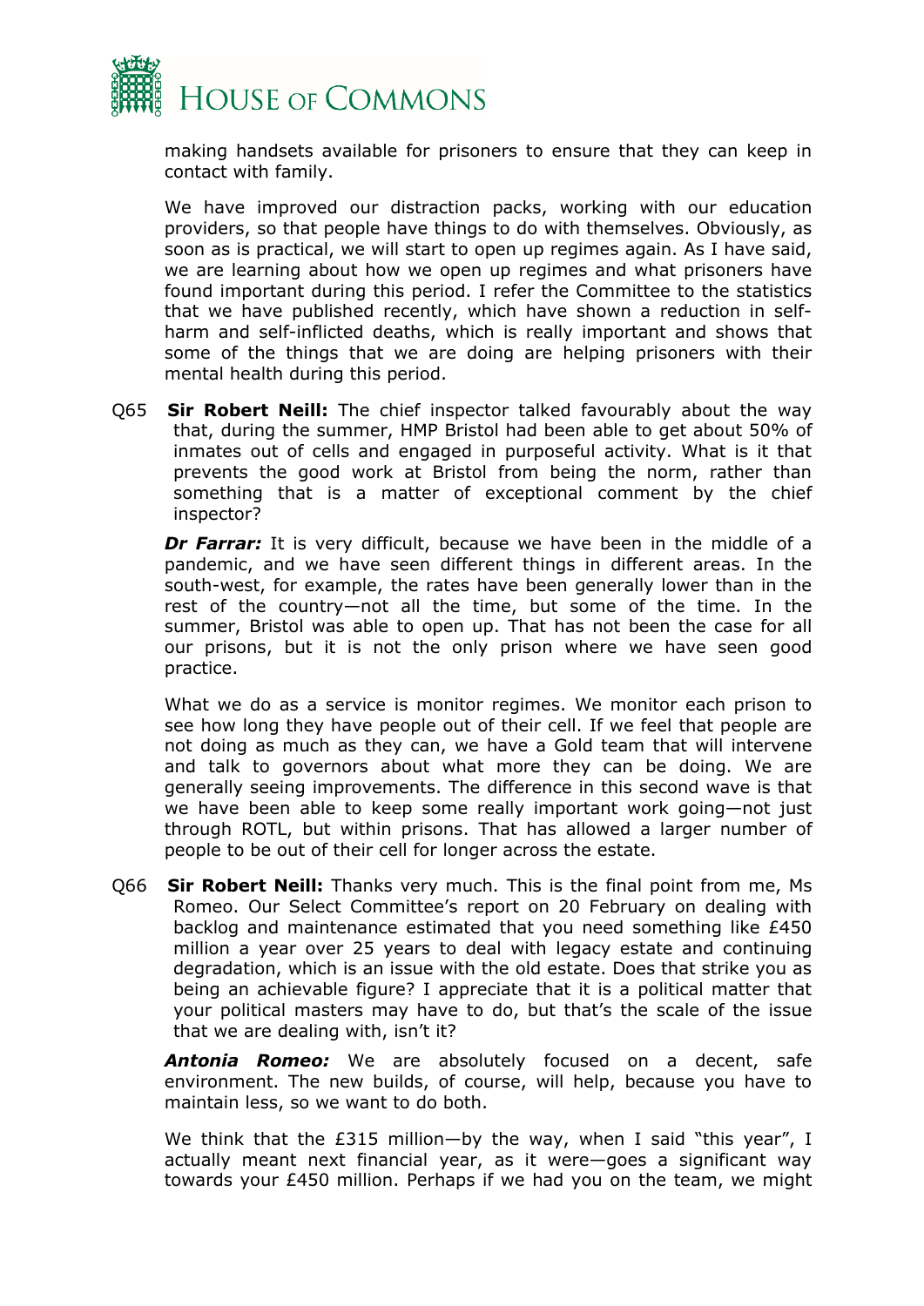making handsets available for prisoners to ensure that they can keep in contact with family.

We have improved our distraction packs, working with our education providers, so that people have things to do with themselves. Obviously, as soon as is practical, we will start to open up regimes again. As I have said, we are learning about how we open up regimes and what prisoners have found important during this period. I refer the Committee to the statistics that we have published recently, which have shown a reduction in self-harm and self-inflicted deaths, which is really important and shows that some of the things that we are doing are helping prisoners with their mental health during this period.

Q65 **Sir Robert Neill:** The chief inspector talked favourably about the way that, during the summer, HMP Bristol had been able to get about 50% of inmates out of cells and engaged in purposeful activity. What is it that prevents the good work at Bristol from being the norm, rather than something that is a matter of exceptional comment by the chief inspector?

***Dr Farrar:*** It is very difficult, because we have been in the middle of a pandemic, and we have seen different things in different areas. In the south-west, for example, the rates have been generally lower than in the rest of the country—not all the time, but some of the time. In the summer, Bristol was able to open up. That has not been the case for all our prisons, but it is not the only prison where we have seen good practice.

What we do as a service is monitor regimes. We monitor each prison to see how long they have people out of their cell. If we feel that people are not doing as much as they can, we have a Gold team that will intervene and talk to governors about what more they can be doing. We are generally seeing improvements. The difference in this second wave is that we have been able to keep some really important work going—not just through ROTL, but within prisons. That has allowed a larger number of people to be out of their cell for longer across the estate.

Q66 **Sir Robert Neill:** Thanks very much. This is the final point from me, Ms Romeo. Our Select Committee's report on 20 February on dealing with backlog and maintenance estimated that you need something like £450 million a year over 25 years to deal with legacy estate and continuing degradation, which is an issue with the old estate. Does that strike you as being an achievable figure? I appreciate that it is a political matter that your political masters may have to do, but that's the scale of the issue that we are dealing with, isn't it?

***Antonia Romeo:*** We are absolutely focused on a decent, safe environment. The new builds, of course, will help, because you have to maintain less, so we want to do both.

We think that the £315 million—by the way, when I said "this year", I actually meant next financial year, as it were—goes a significant way towards your £450 million. Perhaps if we had you on the team, we might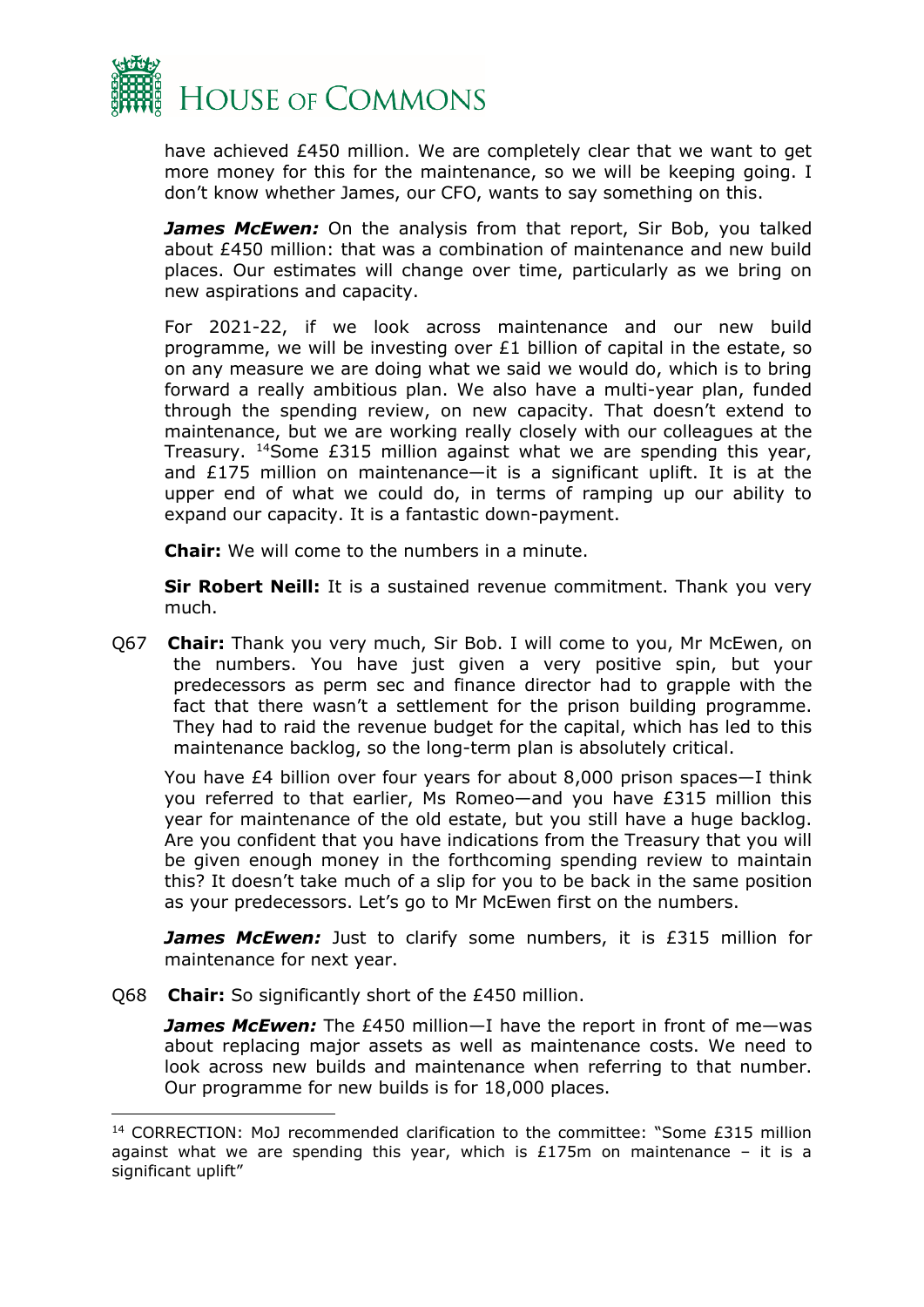have achieved £450 million. We are completely clear that we want to get more money for this for the maintenance, so we will be keeping going. I don't know whether James, our CFO, wants to say something on this.

***James McEwen:*** On the analysis from that report, Sir Bob, you talked about £450 million: that was a combination of maintenance and new build places. Our estimates will change over time, particularly as we bring on new aspirations and capacity.

For 2021-22, if we look across maintenance and our new build programme, we will be investing over £1 billion of capital in the estate, so on any measure we are doing what we said we would do, which is to bring forward a really ambitious plan. We also have a multi-year plan, funded through the spending review, on new capacity. That doesn't extend to maintenance, but we are working really closely with our colleagues at the Treasury. [14]Some £315 million against what we are spending this year, and £175 million on maintenance—it is a significant uplift. It is at the upper end of what we could do, in terms of ramping up our ability to expand our capacity. It is a fantastic down-payment.

**Chair:** We will come to the numbers in a minute.

**Sir Robert Neill:** It is a sustained revenue commitment. Thank you very much.

Q67 **Chair:** Thank you very much, Sir Bob. I will come to you, Mr McEwen, on the numbers. You have just given a very positive spin, but your predecessors as perm sec and finance director had to grapple with the fact that there wasn't a settlement for the prison building programme. They had to raid the revenue budget for the capital, which has led to this maintenance backlog, so the long-term plan is absolutely critical.

You have £4 billion over four years for about 8,000 prison spaces—I think you referred to that earlier, Ms Romeo—and you have £315 million this year for maintenance of the old estate, but you still have a huge backlog. Are you confident that you have indications from the Treasury that you will be given enough money in the forthcoming spending review to maintain this? It doesn't take much of a slip for you to be back in the same position as your predecessors. Let's go to Mr McEwen first on the numbers.

***James McEwen:*** Just to clarify some numbers, it is £315 million for maintenance for next year.

Q68 **Chair:** So significantly short of the £450 million.

***James McEwen:*** The £450 million—I have the report in front of me—was about replacing major assets as well as maintenance costs. We need to look across new builds and maintenance when referring to that number. Our programme for new builds is for 18,000 places.

---

[14] CORRECTION: MoJ recommended clarification to the committee: "Some £315 million against what we are spending this year, which is £175m on maintenance – it is a significant uplift"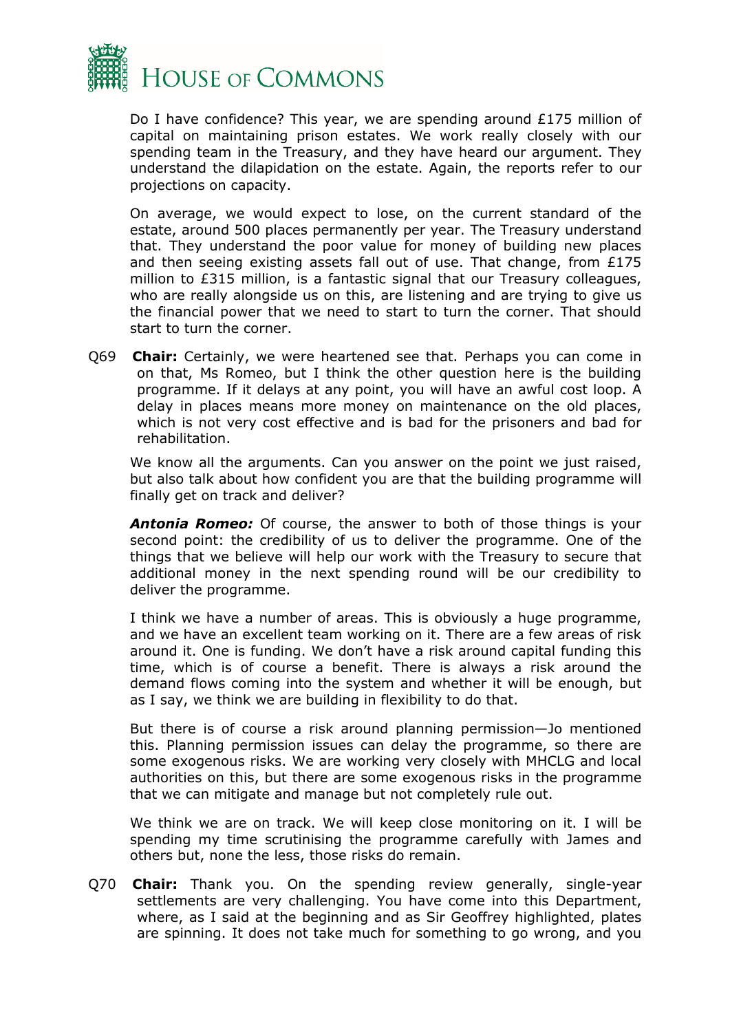Do I have confidence? This year, we are spending around £175 million of capital on maintaining prison estates. We work really closely with our spending team in the Treasury, and they have heard our argument. They understand the dilapidation on the estate. Again, the reports refer to our projections on capacity.

On average, we would expect to lose, on the current standard of the estate, around 500 places permanently per year. The Treasury understand that. They understand the poor value for money of building new places and then seeing existing assets fall out of use. That change, from £175 million to £315 million, is a fantastic signal that our Treasury colleagues, who are really alongside us on this, are listening and are trying to give us the financial power that we need to start to turn the corner. That should start to turn the corner.

Q69 **Chair:** Certainly, we were heartened see that. Perhaps you can come in on that, Ms Romeo, but I think the other question here is the building programme. If it delays at any point, you will have an awful cost loop. A delay in places means more money on maintenance on the old places, which is not very cost effective and is bad for the prisoners and bad for rehabilitation.

We know all the arguments. Can you answer on the point we just raised, but also talk about how confident you are that the building programme will finally get on track and deliver?

***Antonia Romeo:*** Of course, the answer to both of those things is your second point: the credibility of us to deliver the programme. One of the things that we believe will help our work with the Treasury to secure that additional money in the next spending round will be our credibility to deliver the programme.

I think we have a number of areas. This is obviously a huge programme, and we have an excellent team working on it. There are a few areas of risk around it. One is funding. We don't have a risk around capital funding this time, which is of course a benefit. There is always a risk around the demand flows coming into the system and whether it will be enough, but as I say, we think we are building in flexibility to do that.

But there is of course a risk around planning permission—Jo mentioned this. Planning permission issues can delay the programme, so there are some exogenous risks. We are working very closely with MHCLG and local authorities on this, but there are some exogenous risks in the programme that we can mitigate and manage but not completely rule out.

We think we are on track. We will keep close monitoring on it. I will be spending my time scrutinising the programme carefully with James and others but, none the less, those risks do remain.

Q70 **Chair:** Thank you. On the spending review generally, single-year settlements are very challenging. You have come into this Department, where, as I said at the beginning and as Sir Geoffrey highlighted, plates are spinning. It does not take much for something to go wrong, and you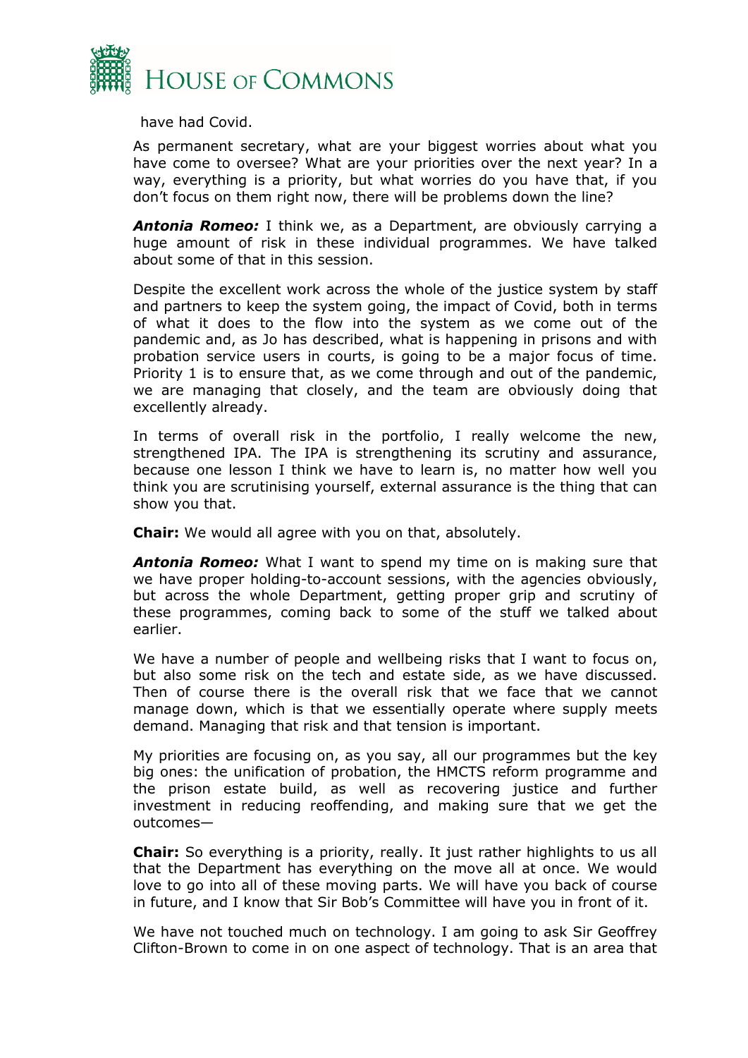have had Covid.

As permanent secretary, what are your biggest worries about what you have come to oversee? What are your priorities over the next year? In a way, everything is a priority, but what worries do you have that, if you don't focus on them right now, there will be problems down the line?

***Antonia Romeo:*** I think we, as a Department, are obviously carrying a huge amount of risk in these individual programmes. We have talked about some of that in this session.

Despite the excellent work across the whole of the justice system by staff and partners to keep the system going, the impact of Covid, both in terms of what it does to the flow into the system as we come out of the pandemic and, as Jo has described, what is happening in prisons and with probation service users in courts, is going to be a major focus of time. Priority 1 is to ensure that, as we come through and out of the pandemic, we are managing that closely, and the team are obviously doing that excellently already.

In terms of overall risk in the portfolio, I really welcome the new, strengthened IPA. The IPA is strengthening its scrutiny and assurance, because one lesson I think we have to learn is, no matter how well you think you are scrutinising yourself, external assurance is the thing that can show you that.

**Chair:** We would all agree with you on that, absolutely.

***Antonia Romeo:*** What I want to spend my time on is making sure that we have proper holding-to-account sessions, with the agencies obviously, but across the whole Department, getting proper grip and scrutiny of these programmes, coming back to some of the stuff we talked about earlier.

We have a number of people and wellbeing risks that I want to focus on, but also some risk on the tech and estate side, as we have discussed. Then of course there is the overall risk that we face that we cannot manage down, which is that we essentially operate where supply meets demand. Managing that risk and that tension is important.

My priorities are focusing on, as you say, all our programmes but the key big ones: the unification of probation, the HMCTS reform programme and the prison estate build, as well as recovering justice and further investment in reducing reoffending, and making sure that we get the outcomes—

**Chair:** So everything is a priority, really. It just rather highlights to us all that the Department has everything on the move all at once. We would love to go into all of these moving parts. We will have you back of course in future, and I know that Sir Bob's Committee will have you in front of it.

We have not touched much on technology. I am going to ask Sir Geoffrey Clifton-Brown to come in on one aspect of technology. That is an area that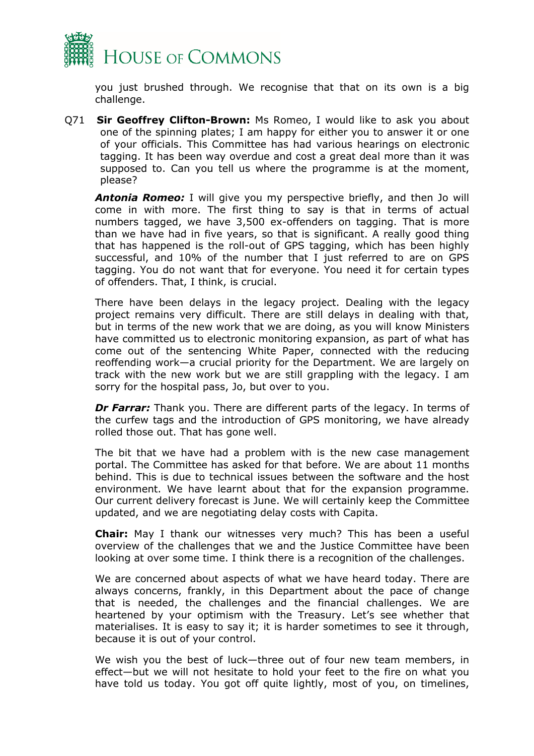you just brushed through. We recognise that that on its own is a big challenge.

Q71 **Sir Geoffrey Clifton-Brown:** Ms Romeo, I would like to ask you about one of the spinning plates; I am happy for either you to answer it or one of your officials. This Committee has had various hearings on electronic tagging. It has been way overdue and cost a great deal more than it was supposed to. Can you tell us where the programme is at the moment, please?

***Antonia Romeo:*** I will give you my perspective briefly, and then Jo will come in with more. The first thing to say is that in terms of actual numbers tagged, we have 3,500 ex-offenders on tagging. That is more than we have had in five years, so that is significant. A really good thing that has happened is the roll-out of GPS tagging, which has been highly successful, and 10% of the number that I just referred to are on GPS tagging. You do not want that for everyone. You need it for certain types of offenders. That, I think, is crucial.

There have been delays in the legacy project. Dealing with the legacy project remains very difficult. There are still delays in dealing with that, but in terms of the new work that we are doing, as you will know Ministers have committed us to electronic monitoring expansion, as part of what has come out of the sentencing White Paper, connected with the reducing reoffending work—a crucial priority for the Department. We are largely on track with the new work but we are still grappling with the legacy. I am sorry for the hospital pass, Jo, but over to you.

***Dr Farrar:*** Thank you. There are different parts of the legacy. In terms of the curfew tags and the introduction of GPS monitoring, we have already rolled those out. That has gone well.

The bit that we have had a problem with is the new case management portal. The Committee has asked for that before. We are about 11 months behind. This is due to technical issues between the software and the host environment. We have learnt about that for the expansion programme. Our current delivery forecast is June. We will certainly keep the Committee updated, and we are negotiating delay costs with Capita.

**Chair:** May I thank our witnesses very much? This has been a useful overview of the challenges that we and the Justice Committee have been looking at over some time. I think there is a recognition of the challenges.

We are concerned about aspects of what we have heard today. There are always concerns, frankly, in this Department about the pace of change that is needed, the challenges and the financial challenges. We are heartened by your optimism with the Treasury. Let's see whether that materialises. It is easy to say it; it is harder sometimes to see it through, because it is out of your control.

We wish you the best of luck—three out of four new team members, in effect—but we will not hesitate to hold your feet to the fire on what you have told us today. You got off quite lightly, most of you, on timelines,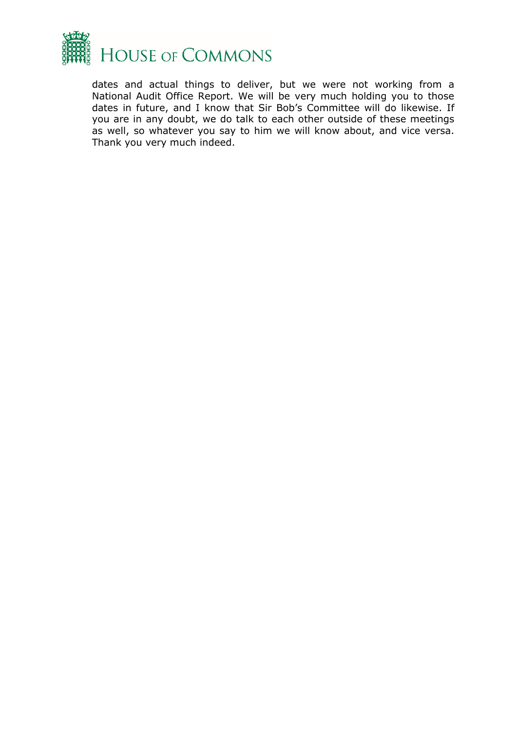dates and actual things to deliver, but we were not working from a National Audit Office Report. We will be very much holding you to those dates in future, and I know that Sir Bob's Committee will do likewise. If you are in any doubt, we do talk to each other outside of these meetings as well, so whatever you say to him we will know about, and vice versa. Thank you very much indeed.